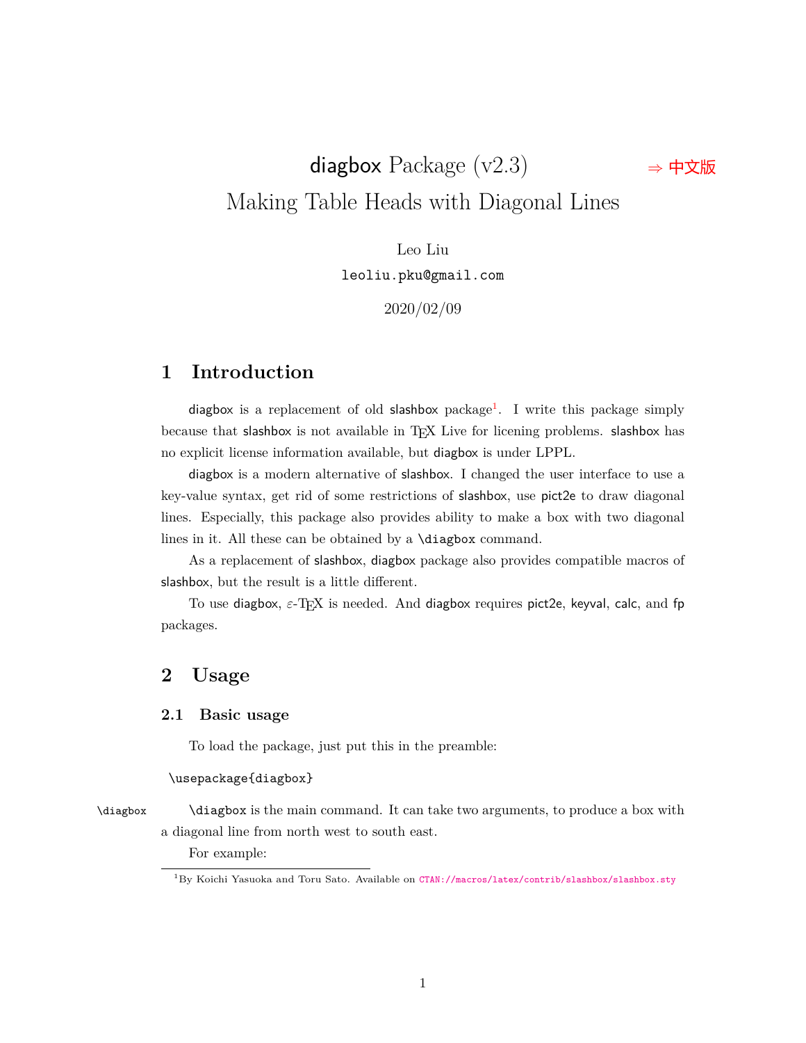# diagbox Package (v2.3) ⇒ 中文版

# Making Table Heads with Diagonal Lines

Leo Liu

leoliu.pku@gmail.com

2020/02/09

## 1 Introduction

diagbox is a replacement of old slashbox package[1]. I write this package simply because that slashbox is not available in TEX Live for licening problems. slashbox has no explicit license information available, but diagbox is under LPPL.

diagbox is a modern alternative of slashbox. I changed the user interface to use a key-value syntax, get rid of some restrictions of slashbox, use pict2e to draw diagonal lines. Especially, this package also provides ability to make a box with two diagonal lines in it. All these can be obtained by a \diagbox command.

As a replacement of slashbox, diagbox package also provides compatible macros of slashbox, but the result is a little different.

To use diagbox, $\varepsilon$-TEX is needed. And diagbox requires pict2e, keyval, calc, and fp packages.

## 2 Usage

### 2.1 Basic usage

To load the package, just put this in the preamble:

```
\usepackage{diagbox}
```

\diagbox — \diagbox is the main command. It can take two arguments, to produce a box with a diagonal line from north west to south east.

For example:

[1] By Koichi Yasuoka and Toru Sato. Available on CTAN://macros/latex/contrib/slashbox/slashbox.sty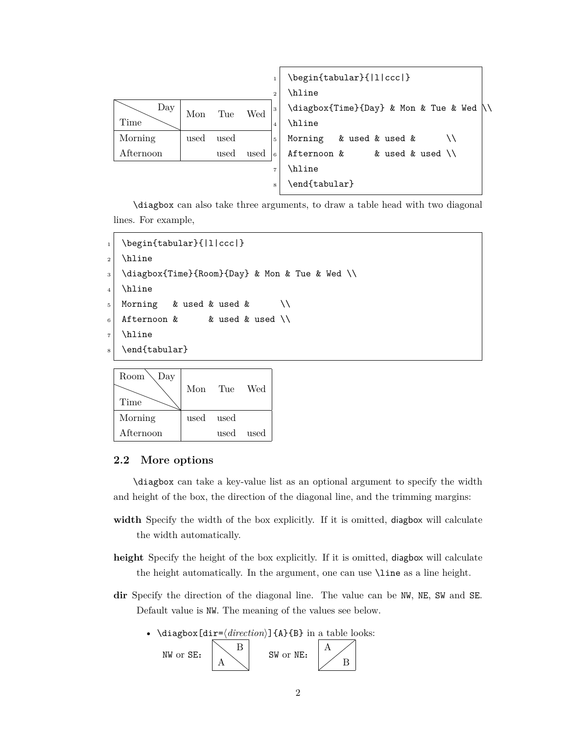| Day / Time | Mon | Tue | Wed |
|---|---|---|---|
| Morning | used | used | |
| Afternoon | | used | used |

```
\begin{tabular}{|l|ccc|}
\hline
\diagbox{Time}{Day} & Mon & Tue & Wed \\
\hline
Morning   & used & used &      \\
Afternoon &      & used & used \\
\hline
\end{tabular}
```

`\diagbox` can also take three arguments, to draw a table head with two diagonal lines. For example,

```
\begin{tabular}{|l|ccc|}
\hline
\diagbox{Time}{Room}{Day} & Mon & Tue & Wed \\
\hline
Morning   & used & used &      \\
Afternoon &      & used & used \\
\hline
\end{tabular}
```

| Room / Day / Time | Mon | Tue | Wed |
|---|---|---|---|
| Morning | used | used | |
| Afternoon | | used | used |

### 2.2 More options

`\diagbox` can take a key-value list as an optional argument to specify the width and height of the box, the direction of the diagonal line, and the trimming margins:

**width** Specify the width of the box explicitly. If it is omitted, diagbox will calculate the width automatically.

**height** Specify the height of the box explicitly. If it is omitted, diagbox will calculate the height automatically. In the argument, one can use `\line` as a line height.

**dir** Specify the direction of the diagonal line. The value can be `NW`, `NE`, `SW` and `SE`. Default value is `NW`. The meaning of the values see below.

- `\diagbox[dir=`⟨*direction*⟩`]{A}{B}` in a table looks:

  `NW` or `SE`: (A bottom-left, B top-right)    `SW` or `NE`: (A top-left, B bottom-right)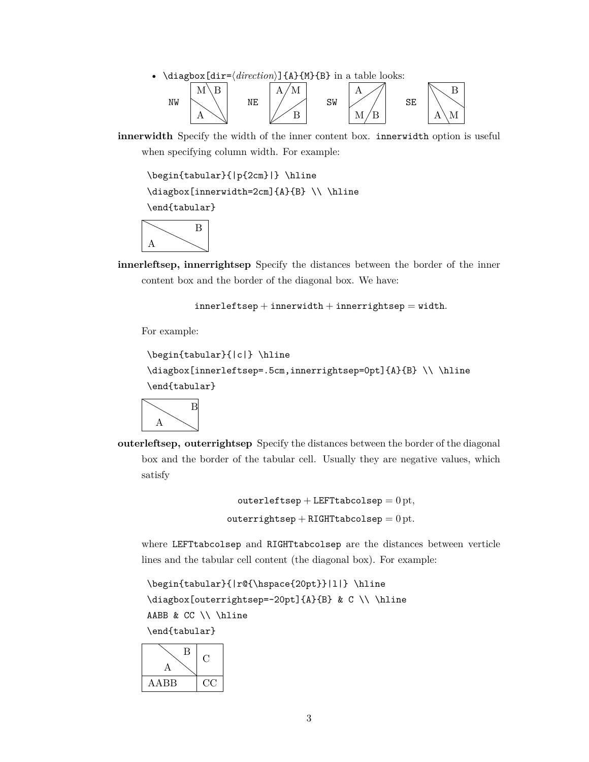- `\diagbox[dir=`⟨*direction*⟩`]{A}{M}{B}` in a table looks:

  NW, NE, SW, SE

**innerwidth** Specify the width of the inner content box. `innerwidth` option is useful when specifying column width. For example:

```
\begin{tabular}{|p{2cm}|} \hline
\diagbox[innerwidth=2cm]{A}{B} \\ \hline
\end{tabular}
```

**innerleftsep, innerrightsep** Specify the distances between the border of the inner content box and the border of the diagonal box. We have:

$$\texttt{innerleftsep} + \texttt{innerwidth} + \texttt{innerrightsep} = \texttt{width}.$$

For example:

```
\begin{tabular}{|c|} \hline
\diagbox[innerleftsep=.5cm,innerrightsep=0pt]{A}{B} \\ \hline
\end{tabular}
```

**outerleftsep, outerrightsep** Specify the distances between the border of the diagonal box and the border of the tabular cell. Usually they are negative values, which satisfy

$$\texttt{outerleftsep} + \texttt{LEFTtabcolsep} = 0\,\text{pt},$$
$$\texttt{outerrightsep} + \texttt{RIGHTtabcolsep} = 0\,\text{pt}.$$

where `LEFTtabcolsep` and `RIGHTtabcolsep` are the distances between verticle lines and the tabular cell content (the diagonal box). For example:

```
\begin{tabular}{|r@{\hspace{20pt}}|l|} \hline
\diagbox[outerrightsep=-20pt]{A}{B} & C \\ \hline
AABB & CC \\ \hline
\end{tabular}
```

| A \ B | C |
|---|---|
| AABB | CC |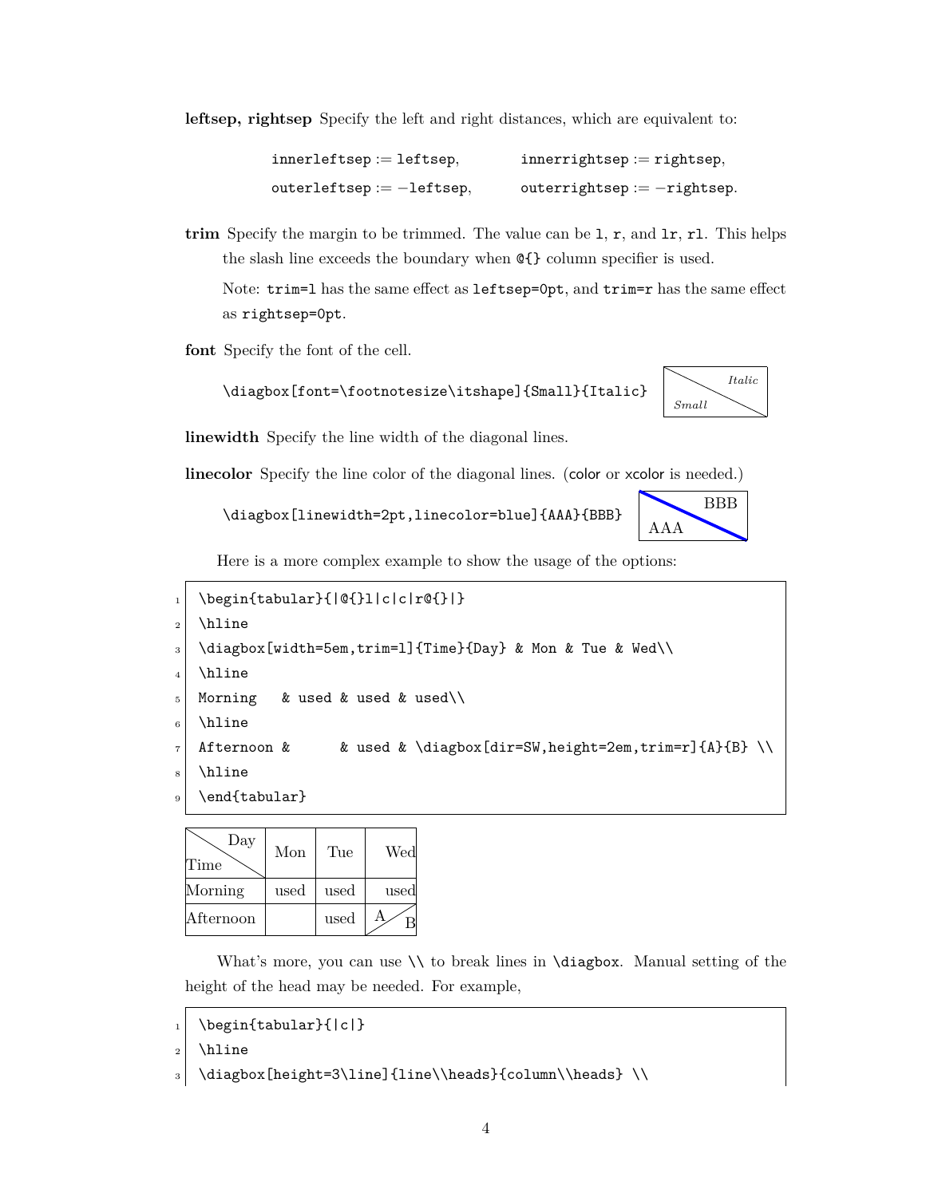**leftsep, rightsep** Specify the left and right distances, which are equivalent to:

$$\texttt{innerleftsep} := \texttt{leftsep}, \qquad \texttt{innerrightsep} := \texttt{rightsep},$$
$$\texttt{outerleftsep} := -\texttt{leftsep}, \qquad \texttt{outerrightsep} := -\texttt{rightsep}.$$

**trim** Specify the margin to be trimmed. The value can be `l`, `r`, and `lr`, `rl`. This helps the slash line exceeds the boundary when `@{}` column specifier is used.

Note: `trim=l` has the same effect as `leftsep=0pt`, and `trim=r` has the same effect as `rightsep=0pt`.

**font** Specify the font of the cell.

```
\diagbox[font=\footnotesize\itshape]{Small}{Italic}
```

**linewidth** Specify the line width of the diagonal lines.

**linecolor** Specify the line color of the diagonal lines. (color or xcolor is needed.)

```
\diagbox[linewidth=2pt,linecolor=blue]{AAA}{BBB}
```

Here is a more complex example to show the usage of the options:

```
\begin{tabular}{|@{}l|c|c|r@{}|}
\hline
\diagbox[width=5em,trim=l]{Time}{Day} & Mon & Tue & Wed\\
\hline
Morning   & used & used & used\\
\hline
Afternoon &      & used & \diagbox[dir=SW,height=2em,trim=r]{A}{B} \\
\hline
\end{tabular}
```

| Time \ Day | Mon | Tue | Wed |
|---|---|---|---|
| Morning | used | used | used |
| Afternoon | | used | A / B |

What's more, you can use `\\` to break lines in `\diagbox`. Manual setting of the height of the head may be needed. For example,

```
\begin{tabular}{|c|}
\hline
\diagbox[height=3\line]{line\\heads}{column\\heads} \\
```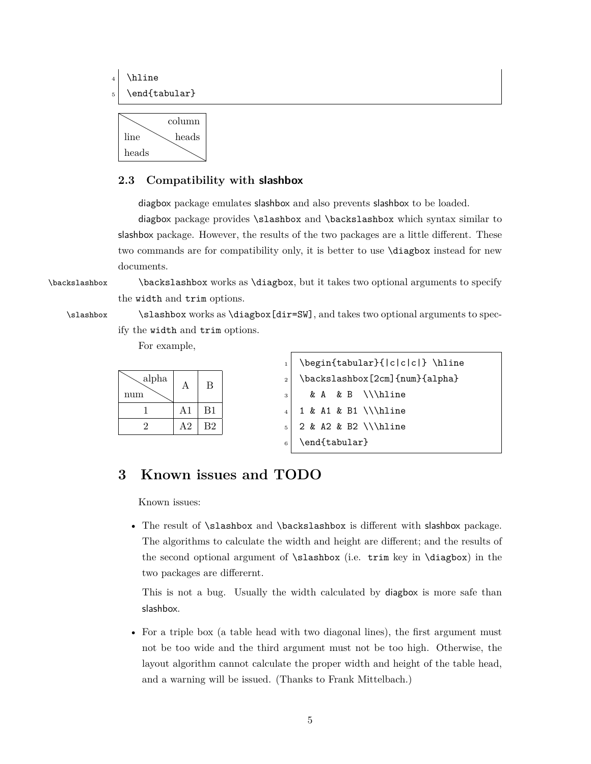```
\hline
\end{tabular}
```

| column heads / line heads |
|---|

### 2.3 Compatibility with slashbox

diagbox package emulates slashbox and also prevents slashbox to be loaded.

diagbox package provides `\slashbox` and `\backslashbox` which syntax similar to slashbox package. However, the results of the two packages are a little different. These two commands are for compatibility only, it is better to use `\diagbox` instead for new documents.

`\backslashbox` — `\backslashbox` works as `\diagbox`, but it takes two optional arguments to specify the `width` and `trim` options.

`\slashbox` — `\slashbox` works as `\diagbox[dir=SW]`, and takes two optional arguments to specify the `width` and `trim` options.

For example,

| alpha / num | A | B |
|---|---|---|
| 1 | A1 | B1 |
| 2 | A2 | B2 |

```
\begin{tabular}{|c|c|c|} \hline
\backslashbox[2cm]{num}{alpha}
  & A  & B  \\\hline
1 & A1 & B1 \\\hline
2 & A2 & B2 \\\hline
\end{tabular}
```

## 3 Known issues and TODO

Known issues:

- The result of `\slashbox` and `\backslashbox` is different with slashbox package. The algorithms to calculate the width and height are different; and the results of the second optional argument of `\slashbox` (i.e. `trim` key in `\diagbox`) in the two packages are differernt.

  This is not a bug. Usually the width calculated by diagbox is more safe than slashbox.

- For a triple box (a table head with two diagonal lines), the first argument must not be too wide and the third argument must not be too high. Otherwise, the layout algorithm cannot calculate the proper width and height of the table head, and a warning will be issued. (Thanks to Frank Mittelbach.)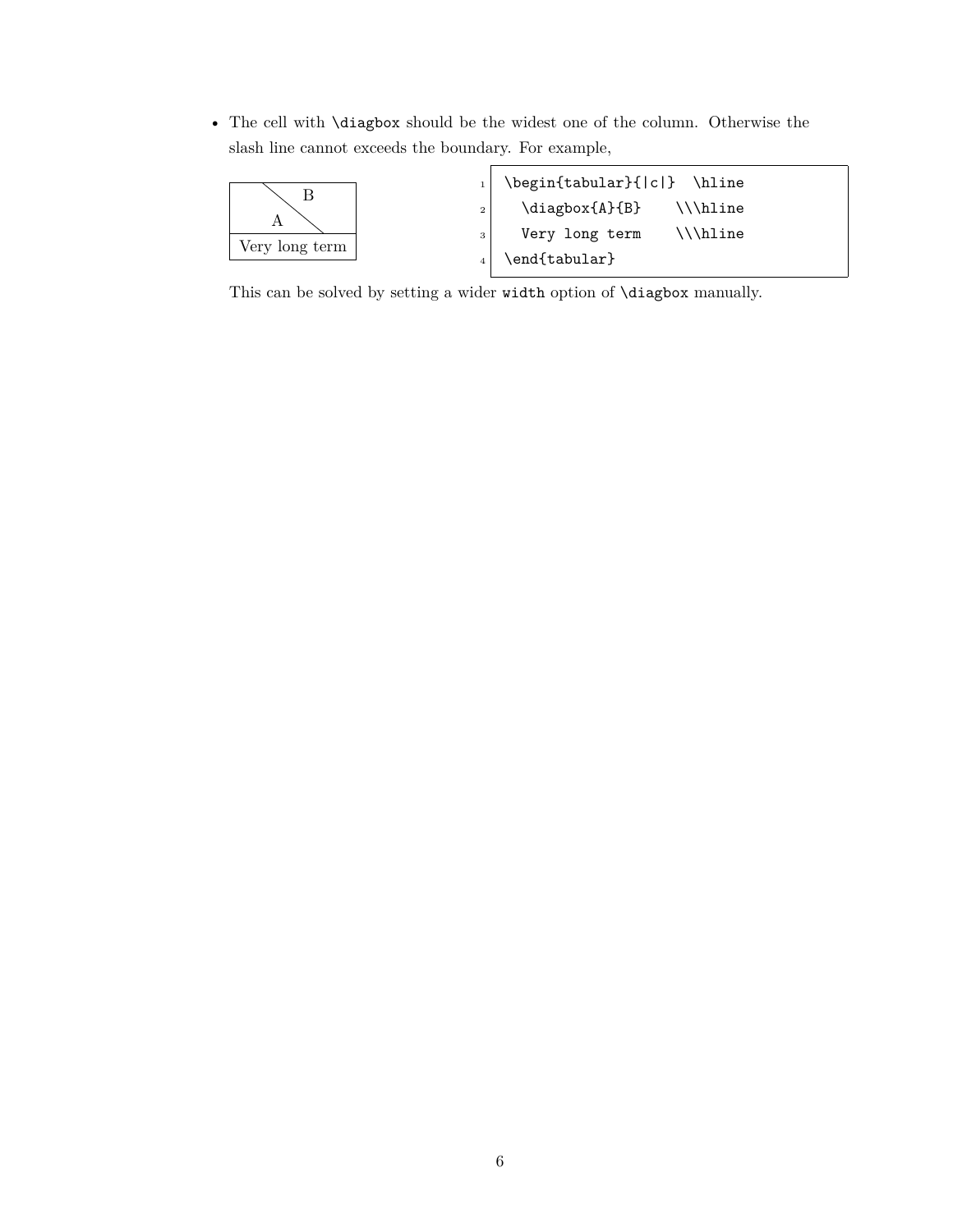- The cell with `\diagbox` should be the widest one of the column. Otherwise the slash line cannot exceeds the boundary. For example,

| B / A |
|---|
| Very long term |

```
\begin{tabular}{|c|}  \hline
  \diagbox{A}{B}    \\\hline
  Very long term    \\\hline
\end{tabular}
```

  This can be solved by setting a wider `width` option of `\diagbox` manually.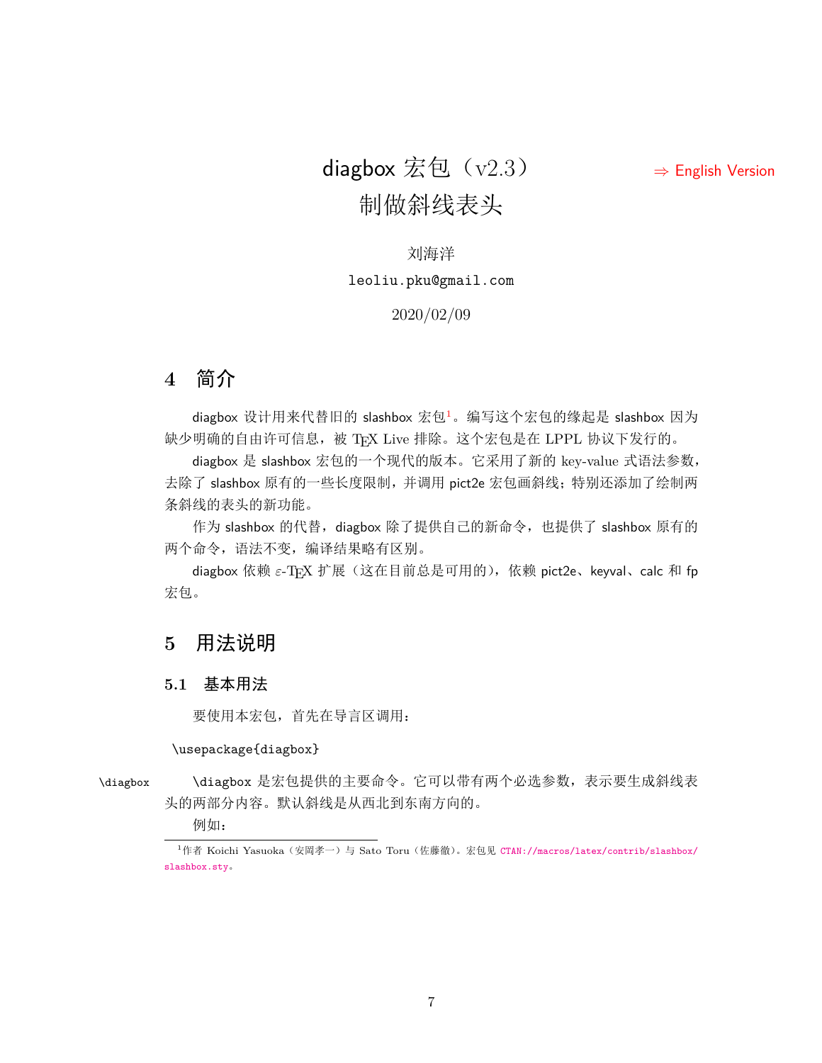# diagbox 宏包（v2.3）
# 制做斜线表头

⇒ English Version

刘海洋

leoliu.pku@gmail.com

2020/02/09

## 4 简介

diagbox 设计用来代替旧的 slashbox 宏包[1]。编写这个宏包的缘起是 slashbox 因为缺少明确的自由许可信息，被 TEX Live 排除。这个宏包是在 LPPL 协议下发行的。

diagbox 是 slashbox 宏包的一个现代的版本。它采用了新的 key-value 式语法参数，去除了 slashbox 原有的一些长度限制，并调用 pict2e 宏包画斜线；特别还添加了绘制两条斜线的表头的新功能。

作为 slashbox 的代替，diagbox 除了提供自己的新命令，也提供了 slashbox 原有的两个命令，语法不变，编译结果略有区别。

diagbox 依赖 ε-TEX 扩展（这在目前总是可用的），依赖 pict2e、keyval、calc 和 fp 宏包。

## 5 用法说明

### 5.1 基本用法

要使用本宏包，首先在导言区调用：

```
\usepackage{diagbox}
```

\diagbox

\diagbox 是宏包提供的主要命令。它可以带有两个必选参数，表示要生成斜线表头的两部分内容。默认斜线是从西北到东南方向的。

例如：

[1]作者 Koichi Yasuoka（安岡孝一）与 Sato Toru（佐藤徹）。宏包见 CTAN://macros/latex/contrib/slashbox/slashbox.sty。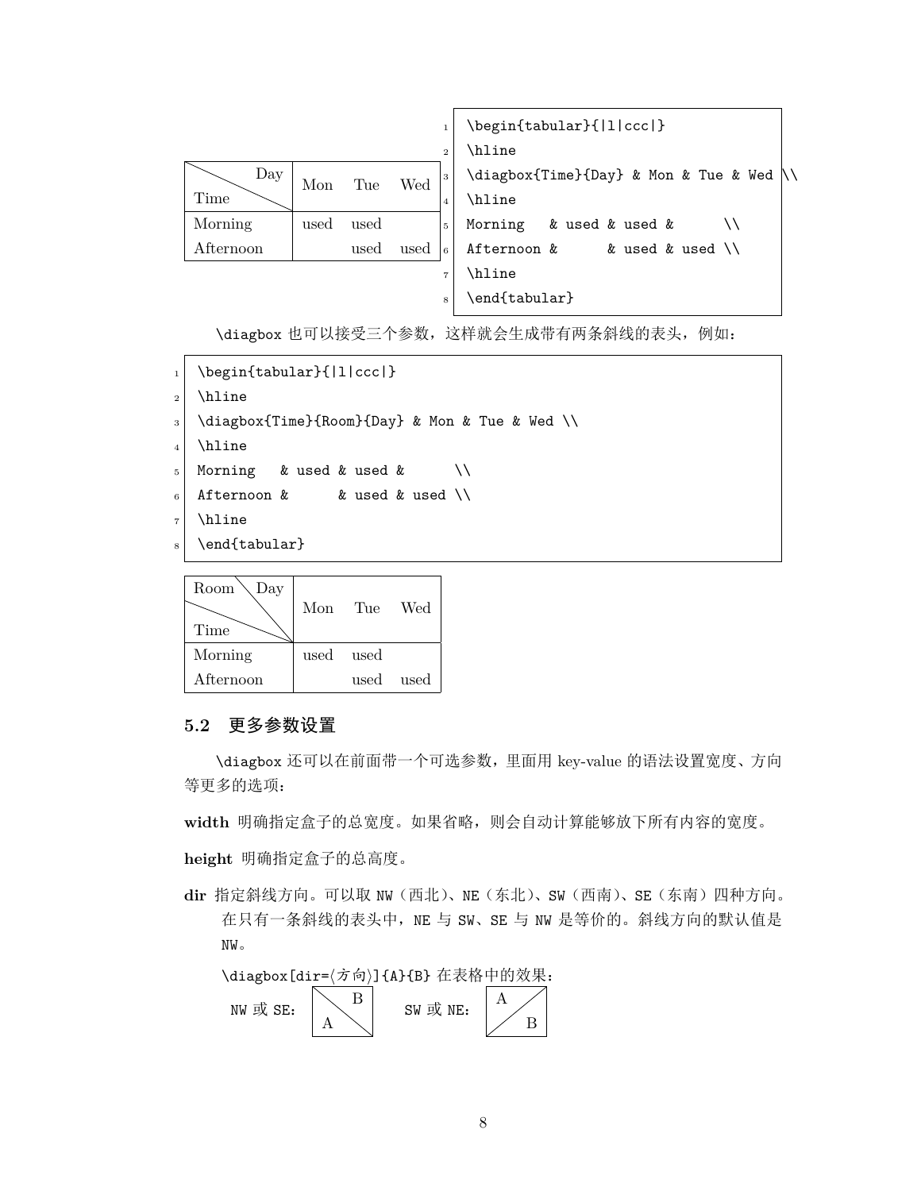| Day / Time | Mon | Tue | Wed |
|---|---|---|---|
| Morning | used | used | |
| Afternoon | | used | used |

```
\begin{tabular}{|l|ccc|}
\hline
\diagbox{Time}{Day} & Mon & Tue & Wed \\
\hline
Morning   & used & used &      \\
Afternoon &      & used & used \\
\hline
\end{tabular}
```

\diagbox 也可以接受三个参数，这样就会生成带有两条斜线的表头，例如：

```
\begin{tabular}{|l|ccc|}
\hline
\diagbox{Time}{Room}{Day} & Mon & Tue & Wed \\
\hline
Morning   & used & used &      \\
Afternoon &      & used & used \\
\hline
\end{tabular}
```

| Room / Day / Time | Mon | Tue | Wed |
|---|---|---|---|
| Morning | used | used | |
| Afternoon | | used | used |

## 5.2 更多参数设置

\diagbox 还可以在前面带一个可选参数，里面用 key-value 的语法设置宽度、方向等更多的选项：

**width** 明确指定盒子的总宽度。如果省略，则会自动计算能够放下所有内容的宽度。

**height** 明确指定盒子的总高度。

**dir** 指定斜线方向。可以取 NW（西北）、NE（东北）、SW（西南）、SE（东南）四种方向。在只有一条斜线的表头中，NE 与 SW、SE 与 NW 是等价的。斜线方向的默认值是 NW。

\diagbox[dir=⟨方向⟩]{A}{B} 在表格中的效果：

NW 或 SE： (A 在左下, B 在右上)　　SW 或 NE： (A 在左上, B 在右下)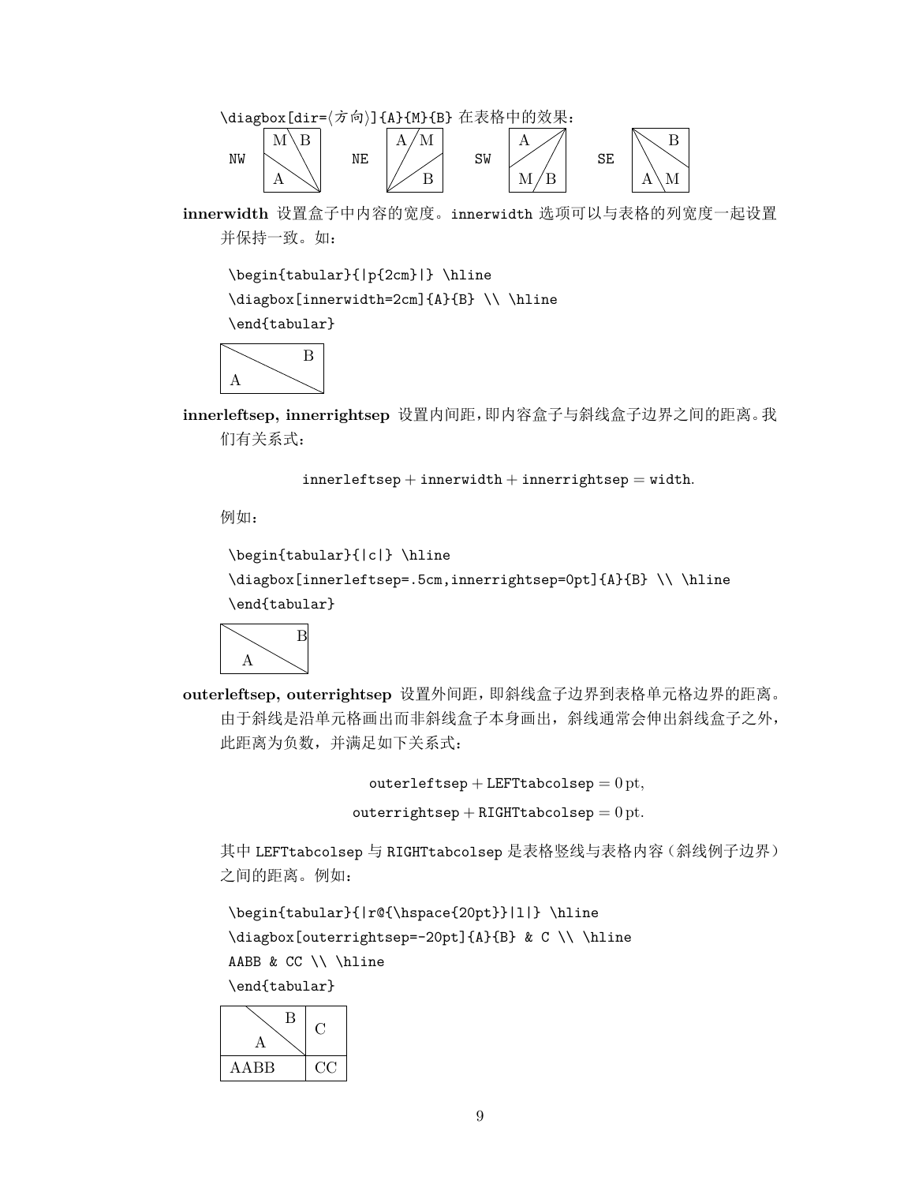\diagbox[dir=⟨方向⟩]{A}{M}{B} 在表格中的效果：

| NW | M \ B / A | NE | A / M / B | SW | A / M / B | SE | B \ A \ M |
|---|---|---|---|---|---|---|---|

**innerwidth** 设置盒子中内容的宽度。innerwidth 选项可以与表格的列宽度一起设置并保持一致。如：

```
\begin{tabular}{|p{2cm}|} \hline
\diagbox[innerwidth=2cm]{A}{B} \\ \hline
\end{tabular}
```

| A \ B |
|---|

**innerleftsep, innerrightsep** 设置内间距，即内容盒子与斜线盒子边界之间的距离。我们有关系式：

$$\texttt{innerleftsep} + \texttt{innerwidth} + \texttt{innerrightsep} = \texttt{width}.$$

例如：

```
\begin{tabular}{|c|} \hline
\diagbox[innerleftsep=.5cm,innerrightsep=0pt]{A}{B} \\ \hline
\end{tabular}
```

| A \ B |
|---|

**outerleftsep, outerrightsep** 设置外间距，即斜线盒子边界到表格单元格边界的距离。由于斜线是沿单元格画出而非斜线盒子本身画出，斜线通常会伸出斜线盒子之外，此距离为负数，并满足如下关系式：

$$\texttt{outerleftsep} + \texttt{LEFTtabcolsep} = 0\,\text{pt},$$

$$\texttt{outerrightsep} + \texttt{RIGHTtabcolsep} = 0\,\text{pt}.$$

其中 LEFTtabcolsep 与 RIGHTtabcolsep 是表格竖线与表格内容（斜线例子边界）之间的距离。例如：

```
\begin{tabular}{|r@{\hspace{20pt}}|l|} \hline
\diagbox[outerrightsep=-20pt]{A}{B} & C \\ \hline
AABB & CC \\ \hline
\end{tabular}
```

| A \ B | C |
|---|---|
| AABB | CC |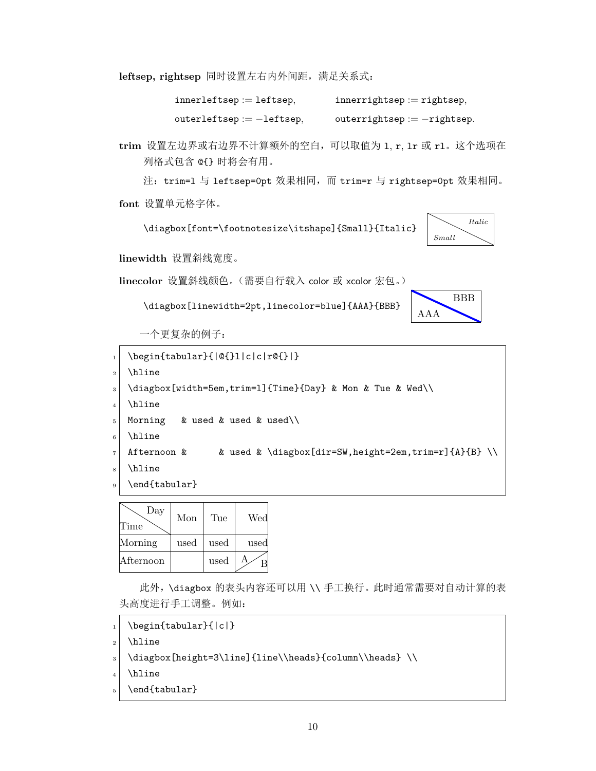**leftsep, rightsep** 同时设置左右内外间距，满足关系式：

$$\texttt{innerleftsep} := \texttt{leftsep}, \qquad \texttt{innerrightsep} := \texttt{rightsep},$$
$$\texttt{outerleftsep} := -\texttt{leftsep}, \qquad \texttt{outerrightsep} := -\texttt{rightsep}.$$

**trim** 设置左边界或右边界不计算额外的空白，可以取值为 `l`, `r`, `lr` 或 `rl`。这个选项在列格式包含 `@{}` 时将会有用。

注：`trim=l` 与 `leftsep=0pt` 效果相同，而 `trim=r` 与 `rightsep=0pt` 效果相同。

**font** 设置单元格字体。

```
\diagbox[font=\footnotesize\itshape]{Small}{Italic}
```

| *Small* \ *Italic* |
|---|

**linewidth** 设置斜线宽度。

**linecolor** 设置斜线颜色。（需要自行载入 color 或 xcolor 宏包。）

```
\diagbox[linewidth=2pt,linecolor=blue]{AAA}{BBB}
```

| AAA \ BBB |
|---|

一个更复杂的例子：

```
\begin{tabular}{|@{}l|c|c|r@{}|}
\hline
\diagbox[width=5em,trim=l]{Time}{Day} & Mon & Tue & Wed\\
\hline
Morning   & used & used & used\\
\hline
Afternoon &      & used & \diagbox[dir=SW,height=2em,trim=r]{A}{B} \\
\hline
\end{tabular}
```

| Time \ Day | Mon | Tue | Wed |
|---|---|---|---|
| Morning | used | used | used |
| Afternoon | | used | A / B |

此外，`\diagbox` 的表头内容还可以用 `\\` 手工换行。此时通常需要对自动计算的表头高度进行手工调整。例如：

```
\begin{tabular}{|c|}
\hline
\diagbox[height=3\line]{line\\heads}{column\\heads} \\
\hline
\end{tabular}
```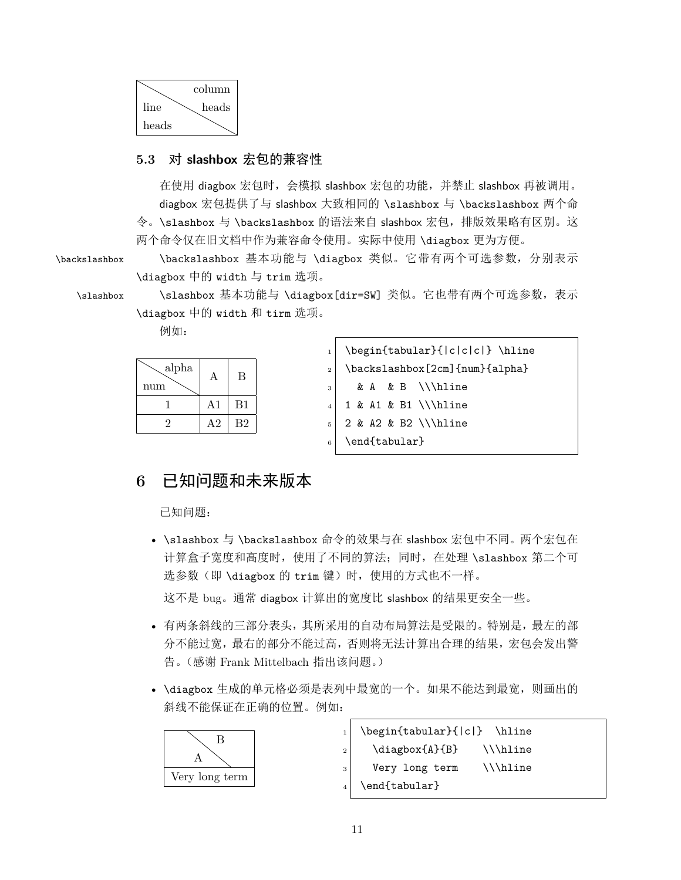| line heads \ column heads |
|---|

### 5.3 对 slashbox 宏包的兼容性

在使用 diagbox 宏包时，会模拟 slashbox 宏包的功能，并禁止 slashbox 再被调用。

diagbox 宏包提供了与 slashbox 大致相同的 `\slashbox` 与 `\backslashbox` 两个命令。`\slashbox` 与 `\backslashbox` 的语法来自 slashbox 宏包，排版效果略有区别。这两个命令仅在旧文档中作为兼容命令使用。实际中使用 `\diagbox` 更为方便。

`\backslashbox` `\backslashbox` 基本功能与 `\diagbox` 类似。它带有两个可选参数，分别表示 `\diagbox` 中的 `width` 与 `trim` 选项。

`\slashbox` `\slashbox` 基本功能与 `\diagbox[dir=SW]` 类似。它也带有两个可选参数，表示 `\diagbox` 中的 `width` 和 `tirm` 选项。

例如：

| num \ alpha | A | B |
|---|---|---|
| 1 | A1 | B1 |
| 2 | A2 | B2 |

```
\begin{tabular}{|c|c|c|} \hline
\backslashbox[2cm]{num}{alpha}
  & A  & B  \\\hline
1 & A1 & B1 \\\hline
2 & A2 & B2 \\\hline
\end{tabular}
```

## 6 已知问题和未来版本

已知问题：

- `\slashbox` 与 `\backslashbox` 命令的效果与在 slashbox 宏包中不同。两个宏包在计算盒子宽度和高度时，使用了不同的算法；同时，在处理 `\slashbox` 第二个可选参数（即 `\diagbox` 的 `trim` 键）时，使用的方式也不一样。

  这不是 bug。通常 diagbox 计算出的宽度比 slashbox 的结果更安全一些。

- 有两条斜线的三部分表头，其所采用的自动布局算法是受限的。特别是，最左的部分不能过宽，最右的部分不能过高，否则将无法计算出合理的结果，宏包会发出警告。（感谢 Frank Mittelbach 指出该问题。）

- `\diagbox` 生成的单元格必须是表列中最宽的一个。如果不能达到最宽，则画出的斜线不能保证在正确的位置。例如：

| A \ B |
|---|
| Very long term |

```
\begin{tabular}{|c|}  \hline
  \diagbox{A}{B}    \\\hline
  Very long term    \\\hline
\end{tabular}
```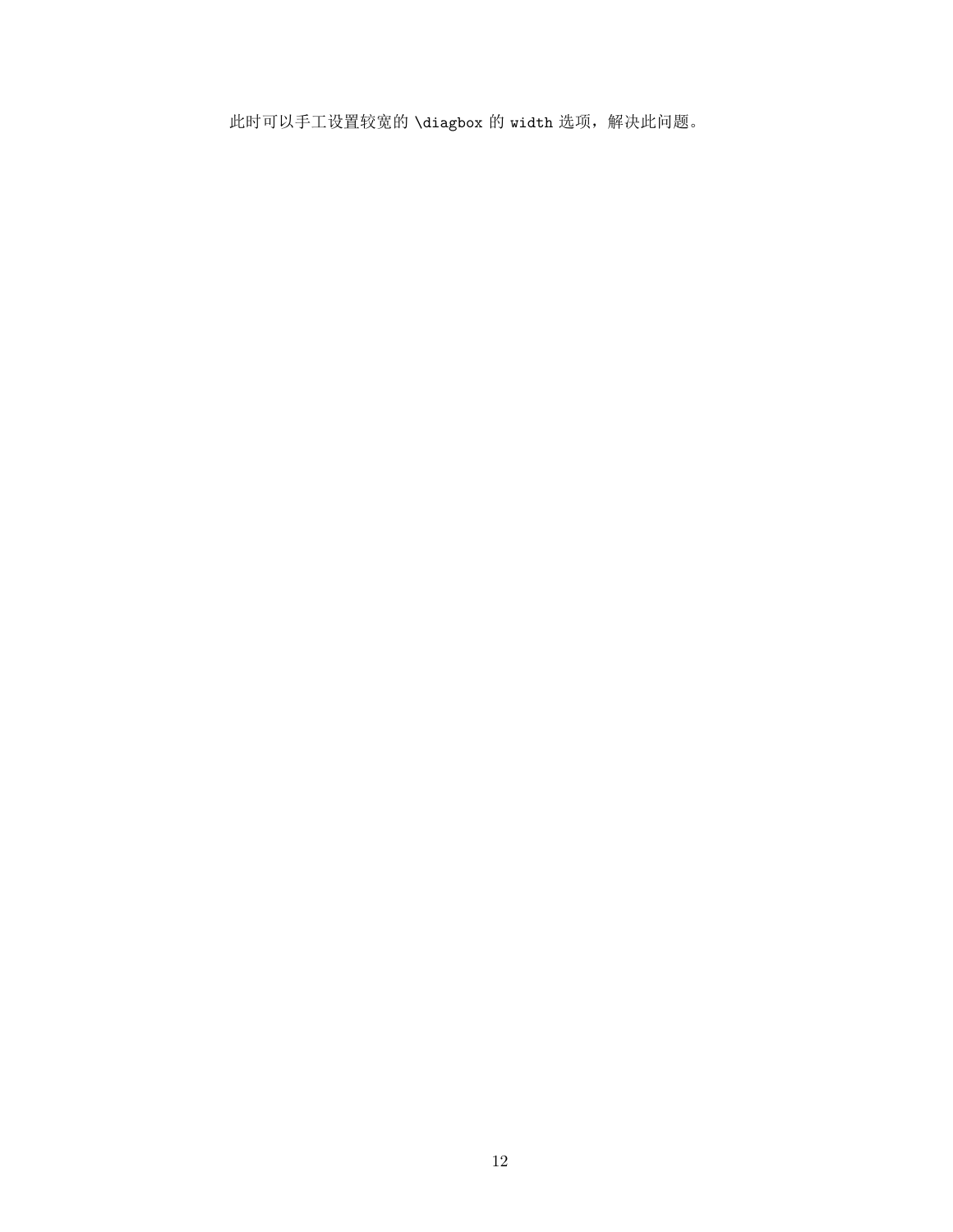此时可以手工设置较宽的 `\diagbox` 的 `width` 选项，解决此问题。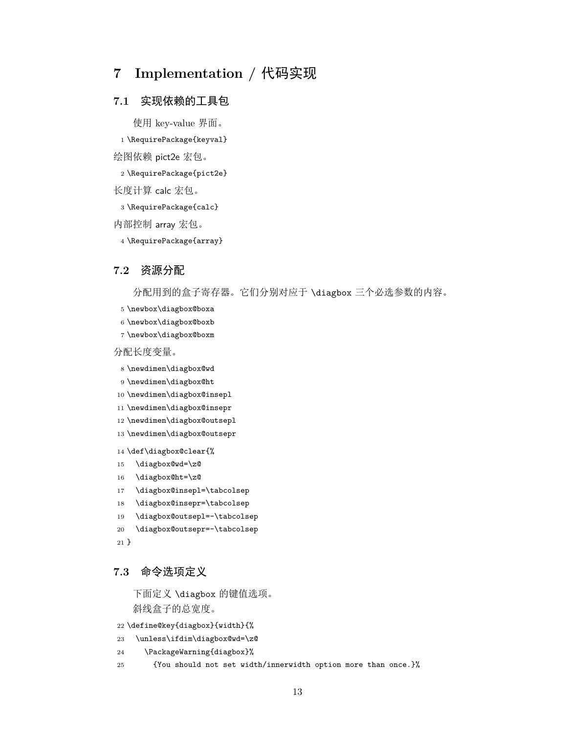# 7 Implementation / 代码实现

## 7.1 实现依赖的工具包

使用 key-value 界面。

```
1 \RequirePackage{keyval}
```

绘图依赖 pict2e 宏包。

```
2 \RequirePackage{pict2e}
```

长度计算 calc 宏包。

```
3 \RequirePackage{calc}
```

内部控制 array 宏包。

```
4 \RequirePackage{array}
```

## 7.2 资源分配

分配用到的盒子寄存器。它们分别对应于 `\diagbox` 三个必选参数的内容。

```
5 \newbox\diagbox@boxa
6 \newbox\diagbox@boxb
7 \newbox\diagbox@boxm
```

分配长度变量。

```
8 \newdimen\diagbox@wd
9 \newdimen\diagbox@ht
10 \newdimen\diagbox@insepl
11 \newdimen\diagbox@insepr
12 \newdimen\diagbox@outsepl
13 \newdimen\diagbox@outsepr
```

```
14 \def\diagbox@clear{%
15   \diagbox@wd=\z@
16   \diagbox@ht=\z@
17   \diagbox@insepl=\tabcolsep
18   \diagbox@insepr=\tabcolsep
19   \diagbox@outsepl=-\tabcolsep
20   \diagbox@outsepr=-\tabcolsep
21 }
```

## 7.3 命令选项定义

下面定义 `\diagbox` 的键值选项。

斜线盒子的总宽度。

```
22 \define@key{diagbox}{width}{%
23   \unless\ifdim\diagbox@wd=\z@
24     \PackageWarning{diagbox}%
25       {You should not set width/innerwidth option more than once.}%
```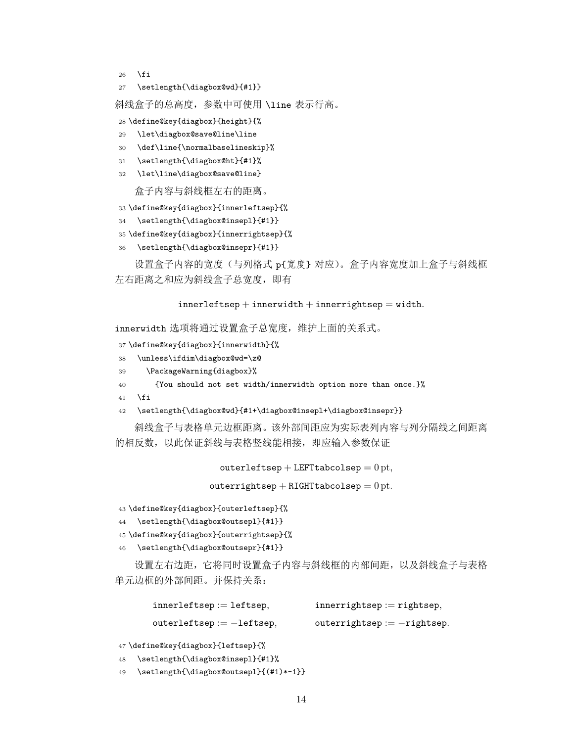```
26   \fi
27   \setlength{\diagbox@wd}{#1}}
```

斜线盒子的总高度，参数中可使用 `\line` 表示行高。

```
28 \define@key{diagbox}{height}{%
29   \let\diagbox@save@line\line
30   \def\line{\normalbaselineskip}%
31   \setlength{\diagbox@ht}{#1}%
32   \let\line\diagbox@save@line}
```

盒子内容与斜线框左右的距离。

```
33 \define@key{diagbox}{innerleftsep}{%
34   \setlength{\diagbox@insepl}{#1}}
35 \define@key{diagbox}{innerrightsep}{%
36   \setlength{\diagbox@insepr}{#1}}
```

设置盒子内容的宽度（与列格式 `p{宽度}` 对应）。盒子内容宽度加上盒子与斜线框左右距离之和应为斜线盒子总宽度，即有

$$\texttt{innerleftsep} + \texttt{innerwidth} + \texttt{innerrightsep} = \texttt{width}.$$

`innerwidth` 选项将通过设置盒子总宽度，维护上面的关系式。

```
37 \define@key{diagbox}{innerwidth}{%
38   \unless\ifdim\diagbox@wd=\z@
39     \PackageWarning{diagbox}%
40       {You should not set width/innerwidth option more than once.}%
41   \fi
42   \setlength{\diagbox@wd}{#1+\diagbox@insepl+\diagbox@insepr}}
```

斜线盒子与表格单元边框距离。该外部间距应为实际表列内容与列分隔线之间距离的相反数，以此保证斜线与表格竖线能相接，即应输入参数保证

$$\texttt{outerleftsep} + \mathtt{LEFTtabcolsep} = 0\,\mathrm{pt},$$
$$\texttt{outerrightsep} + \mathtt{RIGHTtabcolsep} = 0\,\mathrm{pt}.$$

```
43 \define@key{diagbox}{outerleftsep}{%
44   \setlength{\diagbox@outsepl}{#1}}
45 \define@key{diagbox}{outerrightsep}{%
46   \setlength{\diagbox@outsepr}{#1}}
```

设置左右边距，它将同时设置盒子内容与斜线框的内部间距，以及斜线盒子与表格单元边框的外部间距。并保持关系：

$$\texttt{innerleftsep} := \texttt{leftsep}, \qquad \texttt{innerrightsep} := \texttt{rightsep},$$
$$\texttt{outerleftsep} := -\texttt{leftsep}, \qquad \texttt{outerrightsep} := -\texttt{rightsep}.$$

```
47 \define@key{diagbox}{leftsep}{%
48   \setlength{\diagbox@insepl}{#1}%
49   \setlength{\diagbox@outsepl}{(#1)*-1}}
```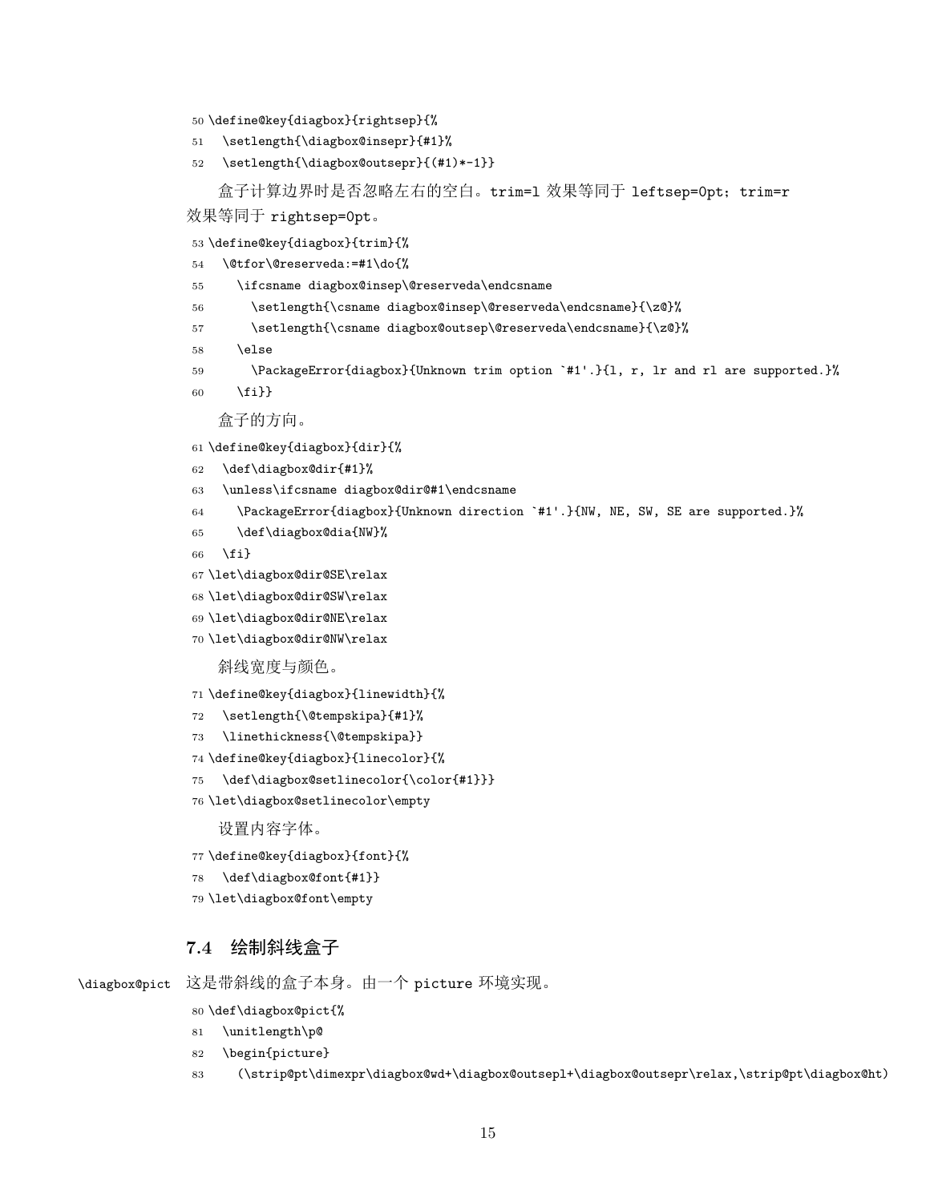```
50 \define@key{diagbox}{rightsep}{%
51   \setlength{\diagbox@insepr}{#1}%
52   \setlength{\diagbox@outsepr}{(#1)*-1}}
```

盒子计算边界时是否忽略左右的空白。trim=l 效果等同于 leftsep=0pt；trim=r 效果等同于 rightsep=0pt。

```
53 \define@key{diagbox}{trim}{%
54   \@tfor\@reserveda:=#1\do{%
55     \ifcsname diagbox@insep\@reserveda\endcsname
56       \setlength{\csname diagbox@insep\@reserveda\endcsname}{\z@}%
57       \setlength{\csname diagbox@outsep\@reserveda\endcsname}{\z@}%
58     \else
59       \PackageError{diagbox}{Unknown trim option `#1'.}{l, r, lr and rl are supported.}%
60     \fi}}
```

盒子的方向。

```
61 \define@key{diagbox}{dir}{%
62   \def\diagbox@dir{#1}%
63   \unless\ifcsname diagbox@dir@#1\endcsname
64     \PackageError{diagbox}{Unknown direction `#1'.}{NW, NE, SW, SE are supported.}%
65     \def\diagbox@dia{NW}%
66   \fi}
67 \let\diagbox@dir@SE\relax
68 \let\diagbox@dir@SW\relax
69 \let\diagbox@dir@NE\relax
70 \let\diagbox@dir@NW\relax
```

斜线宽度与颜色。

```
71 \define@key{diagbox}{linewidth}{%
72   \setlength{\@tempskipa}{#1}%
73   \linethickness{\@tempskipa}}
74 \define@key{diagbox}{linecolor}{%
75   \def\diagbox@setlinecolor{\color{#1}}}
76 \let\diagbox@setlinecolor\empty
```

设置内容字体。

```
77 \define@key{diagbox}{font}{%
78   \def\diagbox@font{#1}}
79 \let\diagbox@font\empty
```

### 7.4 绘制斜线盒子

\diagbox@pict 这是带斜线的盒子本身。由一个 picture 环境实现。

```
80 \def\diagbox@pict{%
81   \unitlength\p@
82   \begin{picture}
83     (\strip@pt\dimexpr\diagbox@wd+\diagbox@outsepl+\diagbox@outsepr\relax,\strip@pt\diagbox@ht)
```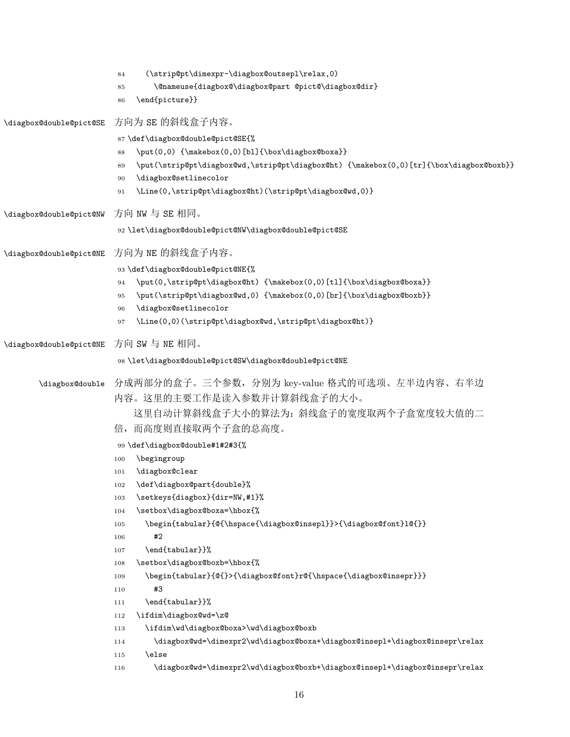```
84    (\strip@pt\dimexpr-\diagbox@outsepl\relax,0)
85      \@nameuse{diagbox@\diagbox@part @pict@\diagbox@dir}
86    \end{picture}}
```

`\diagbox@double@pict@SE` 方向为 SE 的斜线盒子内容。

```
87 \def\diagbox@double@pict@SE{%
88   \put(0,0) {\makebox(0,0)[bl]{\box\diagbox@boxa}}
89   \put(\strip@pt\diagbox@wd,\strip@pt\diagbox@ht) {\makebox(0,0)[tr]{\box\diagbox@boxb}}
90   \diagbox@setlinecolor
91   \Line(0,\strip@pt\diagbox@ht)(\strip@pt\diagbox@wd,0)}
```

`\diagbox@double@pict@NW` 方向 NW 与 SE 相同。

```
92 \let\diagbox@double@pict@NW\diagbox@double@pict@SE
```

`\diagbox@double@pict@NE` 方向为 NE 的斜线盒子内容。

```
93 \def\diagbox@double@pict@NE{%
94   \put(0,\strip@pt\diagbox@ht) {\makebox(0,0)[tl]{\box\diagbox@boxa}}
95   \put(\strip@pt\diagbox@wd,0) {\makebox(0,0)[br]{\box\diagbox@boxb}}
96   \diagbox@setlinecolor
97   \Line(0,0)(\strip@pt\diagbox@wd,\strip@pt\diagbox@ht)}
```

`\diagbox@double@pict@NE` 方向 SW 与 NE 相同。

```
98 \let\diagbox@double@pict@SW\diagbox@double@pict@NE
```

`\diagbox@double` 分成两部分的盒子。三个参数，分别为 key-value 格式的可选项、左半边内容、右半边内容。这里的主要工作是读入参数并计算斜线盒子的大小。

这里自动计算斜线盒子大小的算法为：斜线盒子的宽度取两个子盒宽度较大值的二倍，而高度则直接取两个子盒的总高度。

```
99 \def\diagbox@double#1#2#3{%
100   \begingroup
101   \diagbox@clear
102   \def\diagbox@part{double}%
103   \setkeys{diagbox}{dir=NW,#1}%
104   \setbox\diagbox@boxa=\hbox{%
105     \begin{tabular}{@{\hspace{\diagbox@insepl}}>{\diagbox@font}l@{}}
106       #2
107     \end{tabular}}%
108   \setbox\diagbox@boxb=\hbox{%
109     \begin{tabular}{@{}>{\diagbox@font}r@{\hspace{\diagbox@insepr}}}
110       #3
111     \end{tabular}}%
112   \ifdim\diagbox@wd=\z@
113     \ifdim\wd\diagbox@boxa>\wd\diagbox@boxb
114       \diagbox@wd=\dimexpr2\wd\diagbox@boxa+\diagbox@insepl+\diagbox@insepr\relax
115     \else
116       \diagbox@wd=\dimexpr2\wd\diagbox@boxb+\diagbox@insepl+\diagbox@insepr\relax
```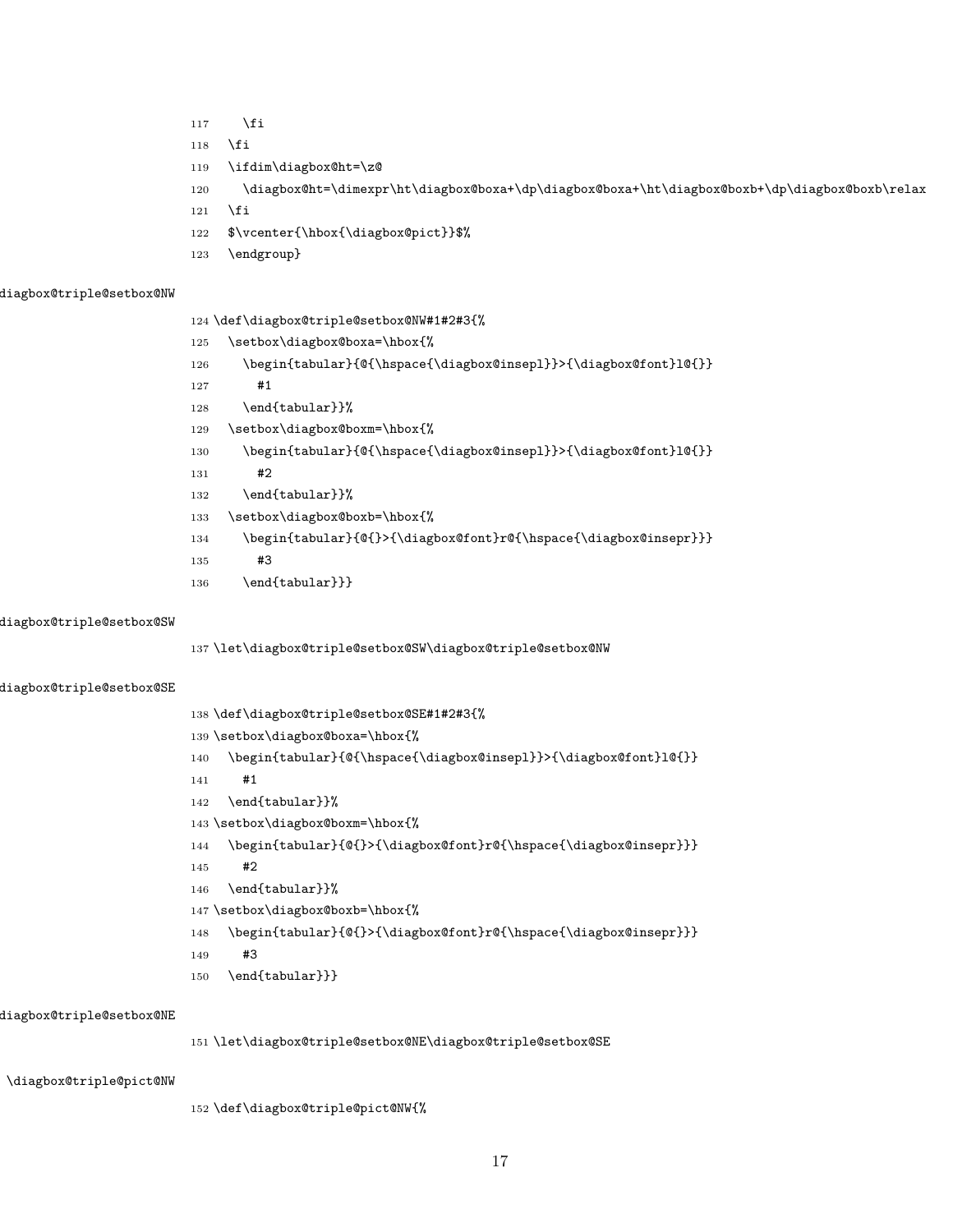```
117     \fi
118   \fi
119   \ifdim\diagbox@ht=\z@
120     \diagbox@ht=\dimexpr\ht\diagbox@boxa+\dp\diagbox@boxa+\ht\diagbox@boxb+\dp\diagbox@boxb\relax
121   \fi
122   $\vcenter{\hbox{\diagbox@pict}}$%
123   \endgroup}
```

diagbox@triple@setbox@NW

```
124 \def\diagbox@triple@setbox@NW#1#2#3{%
125   \setbox\diagbox@boxa=\hbox{%
126     \begin{tabular}{@{\hspace{\diagbox@insepl}}>{\diagbox@font}l@{}}
127       #1
128     \end{tabular}}%
129   \setbox\diagbox@boxm=\hbox{%
130     \begin{tabular}{@{\hspace{\diagbox@insepl}}>{\diagbox@font}l@{}}
131       #2
132     \end{tabular}}%
133   \setbox\diagbox@boxb=\hbox{%
134     \begin{tabular}{@{}>{\diagbox@font}r@{\hspace{\diagbox@insepr}}}
135       #3
136     \end{tabular}}}
```

diagbox@triple@setbox@SW

```
137 \let\diagbox@triple@setbox@SW\diagbox@triple@setbox@NW
```

diagbox@triple@setbox@SE

```
138 \def\diagbox@triple@setbox@SE#1#2#3{%
139 \setbox\diagbox@boxa=\hbox{%
140   \begin{tabular}{@{\hspace{\diagbox@insepl}}>{\diagbox@font}l@{}}
141     #1
142   \end{tabular}}%
143 \setbox\diagbox@boxm=\hbox{%
144   \begin{tabular}{@{}>{\diagbox@font}r@{\hspace{\diagbox@insepr}}}
145     #2
146   \end{tabular}}%
147 \setbox\diagbox@boxb=\hbox{%
148   \begin{tabular}{@{}>{\diagbox@font}r@{\hspace{\diagbox@insepr}}}
149     #3
150   \end{tabular}}}
```

diagbox@triple@setbox@NE

```
151 \let\diagbox@triple@setbox@NE\diagbox@triple@setbox@SE
```

\diagbox@triple@pict@NW

```
152 \def\diagbox@triple@pict@NW{%
```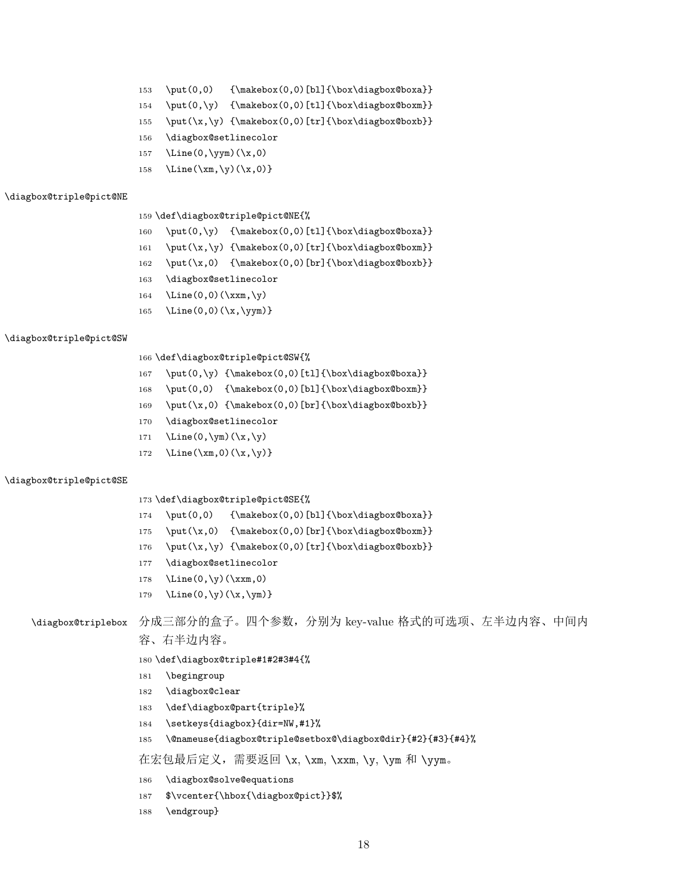```
153   \put(0,0)   {\makebox(0,0)[bl]{\box\diagbox@boxa}}
154   \put(0,\y)  {\makebox(0,0)[tl]{\box\diagbox@boxm}}
155   \put(\x,\y) {\makebox(0,0)[tr]{\box\diagbox@boxb}}
156   \diagbox@setlinecolor
157   \Line(0,\yym)(\x,0)
158   \Line(\xm,\y)(\x,0)}
```

\diagbox@triple@pict@NE

```
159 \def\diagbox@triple@pict@NE{%
160   \put(0,\y)  {\makebox(0,0)[tl]{\box\diagbox@boxa}}
161   \put(\x,\y) {\makebox(0,0)[tr]{\box\diagbox@boxm}}
162   \put(\x,0)  {\makebox(0,0)[br]{\box\diagbox@boxb}}
163   \diagbox@setlinecolor
164   \Line(0,0)(\xxm,\y)
165   \Line(0,0)(\x,\yym)}
```

\diagbox@triple@pict@SW

```
166 \def\diagbox@triple@pict@SW{%
167   \put(0,\y) {\makebox(0,0)[tl]{\box\diagbox@boxa}}
168   \put(0,0)  {\makebox(0,0)[bl]{\box\diagbox@boxm}}
169   \put(\x,0) {\makebox(0,0)[br]{\box\diagbox@boxb}}
170   \diagbox@setlinecolor
171   \Line(0,\ym)(\x,\y)
172   \Line(\xm,0)(\x,\y)}
```

\diagbox@triple@pict@SE

```
173 \def\diagbox@triple@pict@SE{%
174   \put(0,0)   {\makebox(0,0)[bl]{\box\diagbox@boxa}}
175   \put(\x,0)  {\makebox(0,0)[br]{\box\diagbox@boxm}}
176   \put(\x,\y) {\makebox(0,0)[tr]{\box\diagbox@boxb}}
177   \diagbox@setlinecolor
178   \Line(0,\y)(\xxm,0)
179   \Line(0,\y)(\x,\ym)}
```

\diagbox@triplebox 分成三部分的盒子。四个参数，分别为 key-value 格式的可选项、左半边内容、中间内容、右半边内容。

```
180 \def\diagbox@triple#1#2#3#4{%
181   \begingroup
182   \diagbox@clear
183   \def\diagbox@part{triple}%
184   \setkeys{diagbox}{dir=NW,#1}%
185   \@nameuse{diagbox@triple@setbox@\diagbox@dir}{#2}{#3}{#4}%
```

在宏包最后定义，需要返回 \x, \xm, \xxm, \y, \ym 和 \yym。

```
186   \diagbox@solve@equations
187   $\vcenter{\hbox{\diagbox@pict}}$%
188   \endgroup}
```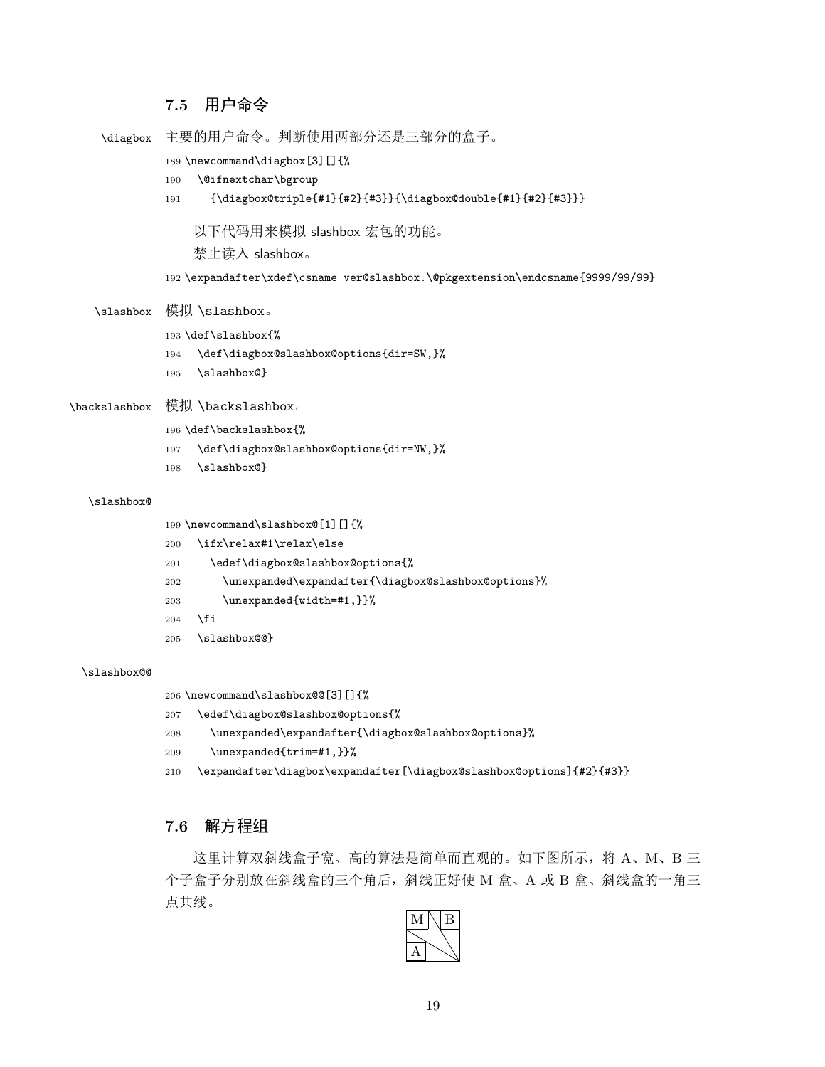## 7.5 用户命令

`\diagbox` 主要的用户命令。判断使用两部分还是三部分的盒子。

```
189 \newcommand\diagbox[3][]{%
190   \@ifnextchar\bgroup
191     {\diagbox@triple{#1}{#2}{#3}}{\diagbox@double{#1}{#2}{#3}}}
```

以下代码用来模拟 slashbox 宏包的功能。

禁止读入 slashbox。

```
192 \expandafter\xdef\csname ver@slashbox.\@pkgextension\endcsname{9999/99/99}
```

`\slashbox` 模拟 `\slashbox`。

```
193 \def\slashbox{%
194   \def\diagbox@slashbox@options{dir=SW,}%
195   \slashbox@}
```

`\backslashbox` 模拟 `\backslashbox`。

```
196 \def\backslashbox{%
197   \def\diagbox@slashbox@options{dir=NW,}%
198   \slashbox@}
```

`\slashbox@`

```
199 \newcommand\slashbox@[1][]{%
200   \ifx\relax#1\relax\else
201     \edef\diagbox@slashbox@options{%
202       \unexpanded\expandafter{\diagbox@slashbox@options}%
203       \unexpanded{width=#1,}}%
204   \fi
205   \slashbox@@}
```

`\slashbox@@`

```
206 \newcommand\slashbox@@[3][]{%
207   \edef\diagbox@slashbox@options{%
208     \unexpanded\expandafter{\diagbox@slashbox@options}%
209     \unexpanded{trim=#1,}}%
210   \expandafter\diagbox\expandafter[\diagbox@slashbox@options]{#2}{#3}}
```

## 7.6 解方程组

这里计算双斜线盒子宽、高的算法是简单而直观的。如下图所示，将 A、M、B 三个子盒子分别放在斜线盒的三个角后，斜线正好使 M 盒、A 或 B 盒、斜线盒的一角三点共线。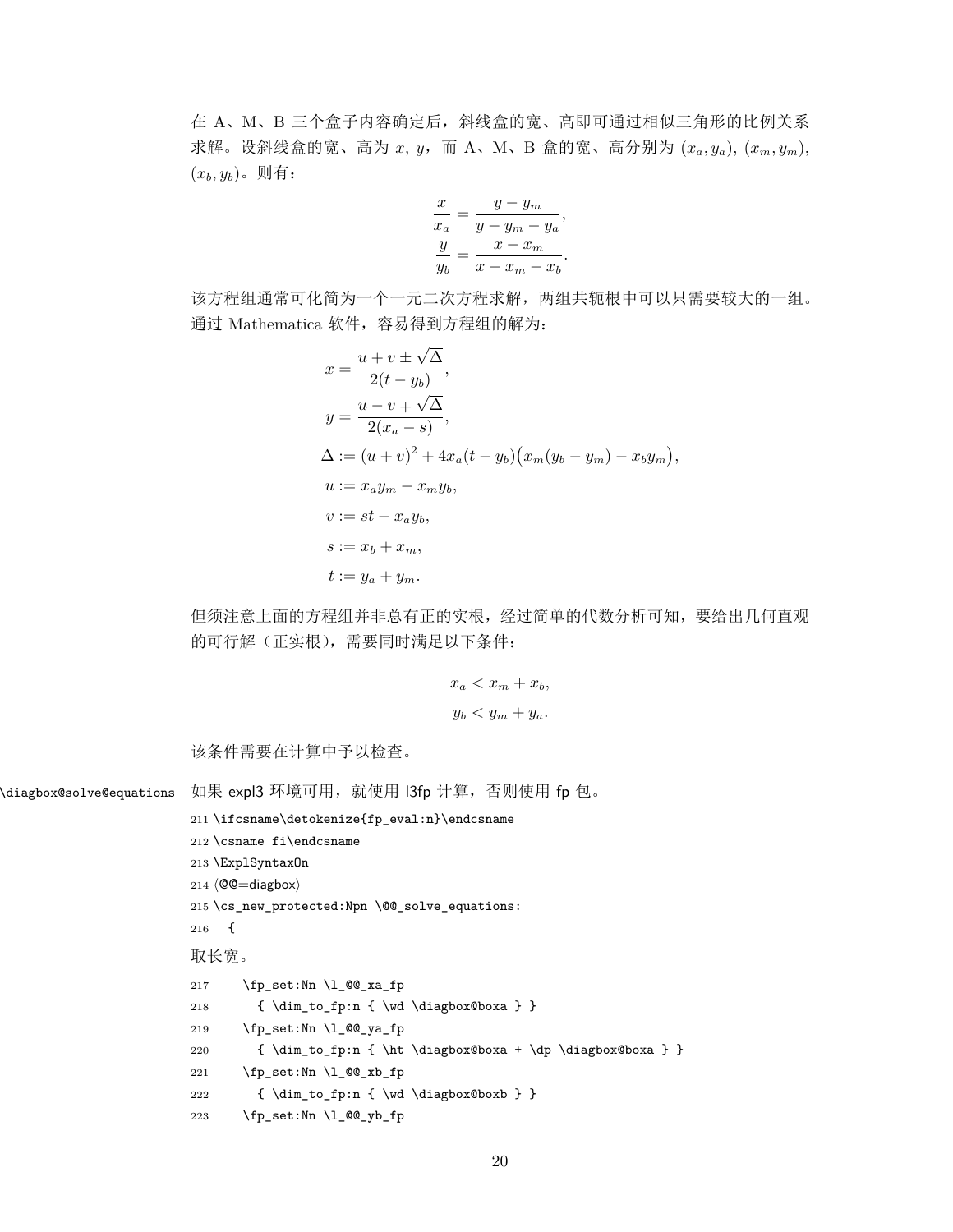在 A、M、B 三个盒子内容确定后，斜线盒的宽、高即可通过相似三角形的比例关系求解。设斜线盒的宽、高为 $x$, $y$，而 A、M、B 盒的宽、高分别为 $(x_a, y_a)$, $(x_m, y_m)$, $(x_b, y_b)$。则有：

$$
\begin{aligned}
\frac{x}{x_a} &= \frac{y - y_m}{y - y_m - y_a}, \\
\frac{y}{y_b} &= \frac{x - x_m}{x - x_m - x_b}.
\end{aligned}
$$

该方程组通常可化简为一个一元二次方程求解，两组共轭根中可以只需要较大的一组。通过 Mathematica 软件，容易得到方程组的解为：

$$
\begin{aligned}
x &= \frac{u + v \pm \sqrt{\Delta}}{2(t - y_b)}, \\
y &= \frac{u - v \mp \sqrt{\Delta}}{2(x_a - s)}, \\
\Delta &:= (u + v)^2 + 4x_a(t - y_b)\big(x_m(y_b - y_m) - x_b y_m\big), \\
u &:= x_a y_m - x_m y_b, \\
v &:= st - x_a y_b, \\
s &:= x_b + x_m, \\
t &:= y_a + y_m.
\end{aligned}
$$

但须注意上面的方程组并非总有正的实根，经过简单的代数分析可知，要给出几何直观的可行解（正实根），需要同时满足以下条件：

$$
\begin{aligned}
x_a &< x_m + x_b, \\
y_b &< y_m + y_a.
\end{aligned}
$$

该条件需要在计算中予以检查。

`\diagbox@solve@equations` 如果 expl3 环境可用，就使用 l3fp 计算，否则使用 fp 包。

```
211 \ifcsname\detokenize{fp_eval:n}\endcsname
212 \csname fi\endcsname
213 \ExplSyntaxOn
214 ⟨@@=diagbox⟩
215 \cs_new_protected:Npn \@@_solve_equations:
216   {
```

取长宽。

```
217     \fp_set:Nn \l_@@_xa_fp
218       { \dim_to_fp:n { \wd \diagbox@boxa } }
219     \fp_set:Nn \l_@@_ya_fp
220       { \dim_to_fp:n { \ht \diagbox@boxa + \dp \diagbox@boxa } }
221     \fp_set:Nn \l_@@_xb_fp
222       { \dim_to_fp:n { \wd \diagbox@boxb } }
223     \fp_set:Nn \l_@@_yb_fp
```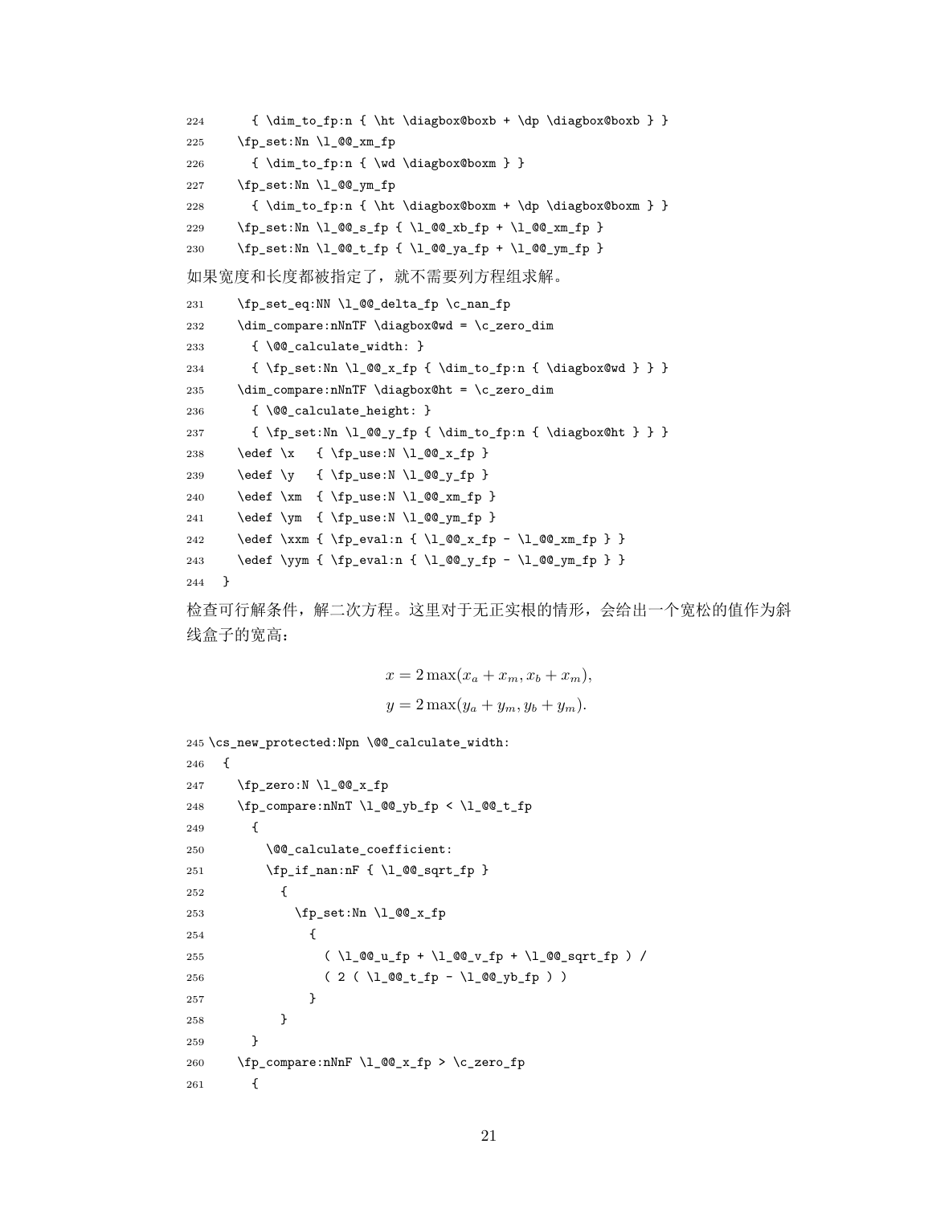```
224       { \dim_to_fp:n { \ht \diagbox@boxb + \dp \diagbox@boxb } }
225     \fp_set:Nn \l_@@_xm_fp
226       { \dim_to_fp:n { \wd \diagbox@boxm } }
227     \fp_set:Nn \l_@@_ym_fp
228       { \dim_to_fp:n { \ht \diagbox@boxm + \dp \diagbox@boxm } }
229     \fp_set:Nn \l_@@_s_fp { \l_@@_xb_fp + \l_@@_xm_fp }
230     \fp_set:Nn \l_@@_t_fp { \l_@@_ya_fp + \l_@@_ym_fp }
```

如果宽度和长度都被指定了，就不需要列方程组求解。

```
231     \fp_set_eq:NN \l_@@_delta_fp \c_nan_fp
232     \dim_compare:nNnTF \diagbox@wd = \c_zero_dim
233       { \@@_calculate_width: }
234       { \fp_set:Nn \l_@@_x_fp { \dim_to_fp:n { \diagbox@wd } } }
235     \dim_compare:nNnTF \diagbox@ht = \c_zero_dim
236       { \@@_calculate_height: }
237       { \fp_set:Nn \l_@@_y_fp { \dim_to_fp:n { \diagbox@ht } } }
238     \edef \x   { \fp_use:N \l_@@_x_fp }
239     \edef \y   { \fp_use:N \l_@@_y_fp }
240     \edef \xm  { \fp_use:N \l_@@_xm_fp }
241     \edef \ym  { \fp_use:N \l_@@_ym_fp }
242     \edef \xxm { \fp_eval:n { \l_@@_x_fp - \l_@@_xm_fp } }
243     \edef \yym { \fp_eval:n { \l_@@_y_fp - \l_@@_ym_fp } }
244   }
```

检查可行解条件，解二次方程。这里对于无正实根的情形，会给出一个宽松的值作为斜线盒子的宽高：

$$x = 2\max(x_a + x_m, x_b + x_m),$$
$$y = 2\max(y_a + y_m, y_b + y_m).$$

```
245 \cs_new_protected:Npn \@@_calculate_width:
246   {
247     \fp_zero:N \l_@@_x_fp
248     \fp_compare:nNnT \l_@@_yb_fp < \l_@@_t_fp
249       {
250         \@@_calculate_coefficient:
251         \fp_if_nan:nF { \l_@@_sqrt_fp }
252           {
253             \fp_set:Nn \l_@@_x_fp
254               {
255                 ( \l_@@_u_fp + \l_@@_v_fp + \l_@@_sqrt_fp ) /
256                 ( 2 ( \l_@@_t_fp - \l_@@_yb_fp ) )
257               }
258           }
259       }
260     \fp_compare:nNnF \l_@@_x_fp > \c_zero_fp
261       {
```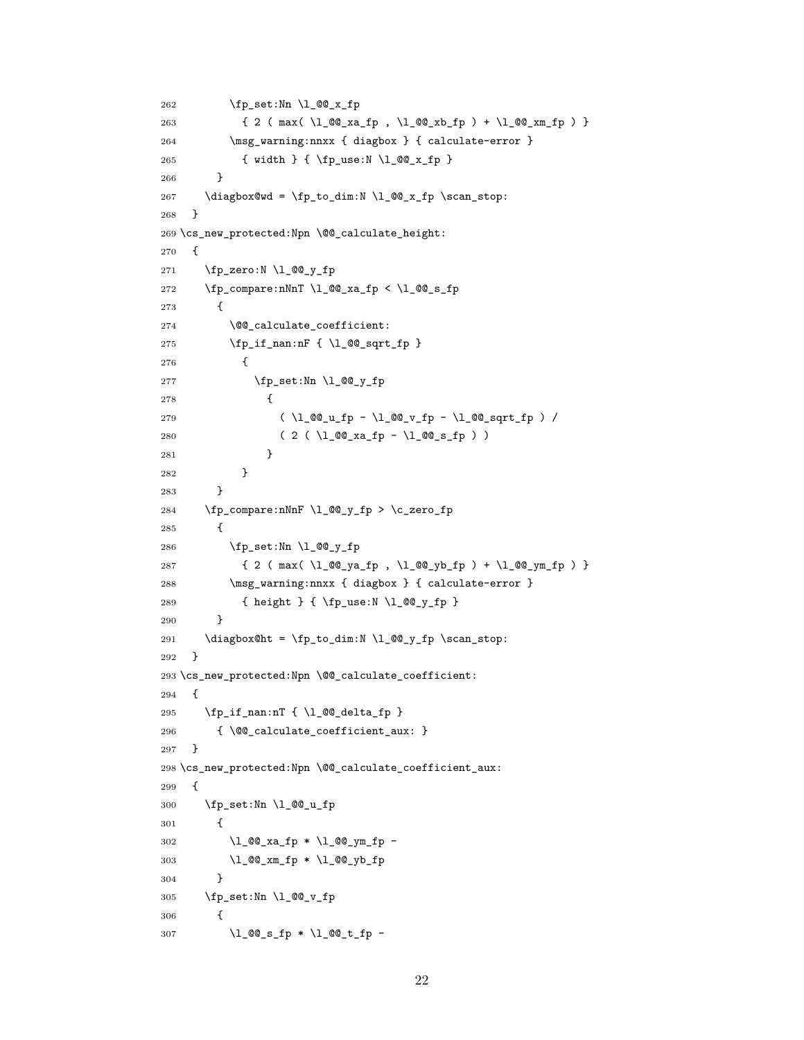```
262       \fp_set:Nn \l_@@_x_fp
263         { 2 ( max( \l_@@_xa_fp , \l_@@_xb_fp ) + \l_@@_xm_fp ) }
264       \msg_warning:nnxx { diagbox } { calculate-error }
265         { width } { \fp_use:N \l_@@_x_fp }
266     }
267   \diagbox@wd = \fp_to_dim:N \l_@@_x_fp \scan_stop:
268 }
269 \cs_new_protected:Npn \@@_calculate_height:
270 {
271   \fp_zero:N \l_@@_y_fp
272   \fp_compare:nNnT \l_@@_xa_fp < \l_@@_s_fp
273     {
274       \@@_calculate_coefficient:
275       \fp_if_nan:nF { \l_@@_sqrt_fp }
276         {
277           \fp_set:Nn \l_@@_y_fp
278             {
279               ( \l_@@_u_fp - \l_@@_v_fp - \l_@@_sqrt_fp ) /
280               ( 2 ( \l_@@_xa_fp - \l_@@_s_fp ) )
281             }
282         }
283     }
284   \fp_compare:nNnF \l_@@_y_fp > \c_zero_fp
285     {
286       \fp_set:Nn \l_@@_y_fp
287         { 2 ( max( \l_@@_ya_fp , \l_@@_yb_fp ) + \l_@@_ym_fp ) }
288       \msg_warning:nnxx { diagbox } { calculate-error }
289         { height } { \fp_use:N \l_@@_y_fp }
290     }
291   \diagbox@ht = \fp_to_dim:N \l_@@_y_fp \scan_stop:
292 }
293 \cs_new_protected:Npn \@@_calculate_coefficient:
294 {
295   \fp_if_nan:nT { \l_@@_delta_fp }
296     { \@@_calculate_coefficient_aux: }
297 }
298 \cs_new_protected:Npn \@@_calculate_coefficient_aux:
299 {
300   \fp_set:Nn \l_@@_u_fp
301     {
302       \l_@@_xa_fp * \l_@@_ym_fp -
303       \l_@@_xm_fp * \l_@@_yb_fp
304     }
305   \fp_set:Nn \l_@@_v_fp
306     {
307       \l_@@_s_fp * \l_@@_t_fp -
```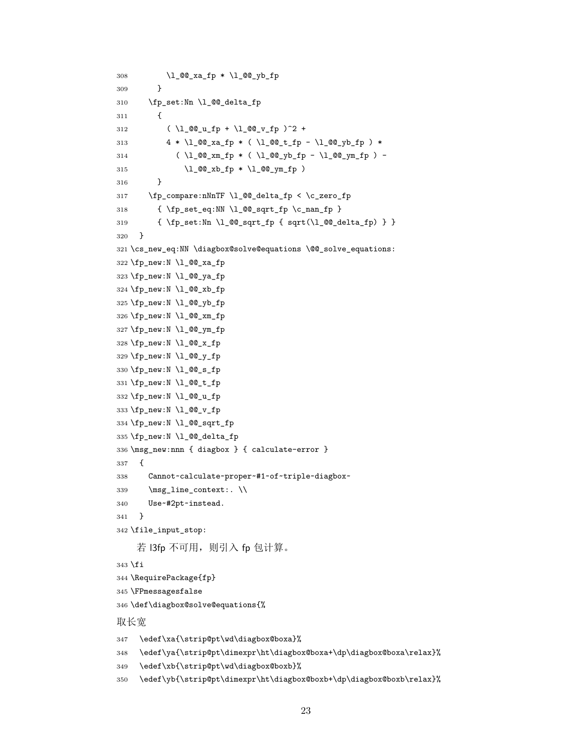```
308        \l_@@_xa_fp * \l_@@_yb_fp
309      }
310    \fp_set:Nn \l_@@_delta_fp
311      {
312        ( \l_@@_u_fp + \l_@@_v_fp )^2 +
313        4 * \l_@@_xa_fp * ( \l_@@_t_fp - \l_@@_yb_fp ) *
314          ( \l_@@_xm_fp * ( \l_@@_yb_fp - \l_@@_ym_fp ) -
315            \l_@@_xb_fp * \l_@@_ym_fp )
316      }
317    \fp_compare:nNnTF \l_@@_delta_fp < \c_zero_fp
318      { \fp_set_eq:NN \l_@@_sqrt_fp \c_nan_fp }
319      { \fp_set:Nn \l_@@_sqrt_fp { sqrt(\l_@@_delta_fp) } }
320  }
321 \cs_new_eq:NN \diagbox@solve@equations \@@_solve_equations:
322 \fp_new:N \l_@@_xa_fp
323 \fp_new:N \l_@@_ya_fp
324 \fp_new:N \l_@@_xb_fp
325 \fp_new:N \l_@@_yb_fp
326 \fp_new:N \l_@@_xm_fp
327 \fp_new:N \l_@@_ym_fp
328 \fp_new:N \l_@@_x_fp
329 \fp_new:N \l_@@_y_fp
330 \fp_new:N \l_@@_s_fp
331 \fp_new:N \l_@@_t_fp
332 \fp_new:N \l_@@_u_fp
333 \fp_new:N \l_@@_v_fp
334 \fp_new:N \l_@@_sqrt_fp
335 \fp_new:N \l_@@_delta_fp
336 \msg_new:nnn { diagbox } { calculate-error }
337  {
338    Cannot~calculate~proper~#1~of~triple~diagbox~
339    \msg_line_context:. \\
340    Use~#2pt~instead.
341  }
342 \file_input_stop:
```

若 l3fp 不可用，则引入 fp 包计算。

```
343 \fi
344 \RequirePackage{fp}
345 \FPmessagesfalse
346 \def\diagbox@solve@equations{%
```

取长宽

```
347   \edef\xa{\strip@pt\wd\diagbox@boxa}%
348   \edef\ya{\strip@pt\dimexpr\ht\diagbox@boxa+\dp\diagbox@boxa\relax}%
349   \edef\xb{\strip@pt\wd\diagbox@boxb}%
350   \edef\yb{\strip@pt\dimexpr\ht\diagbox@boxb+\dp\diagbox@boxb\relax}%
```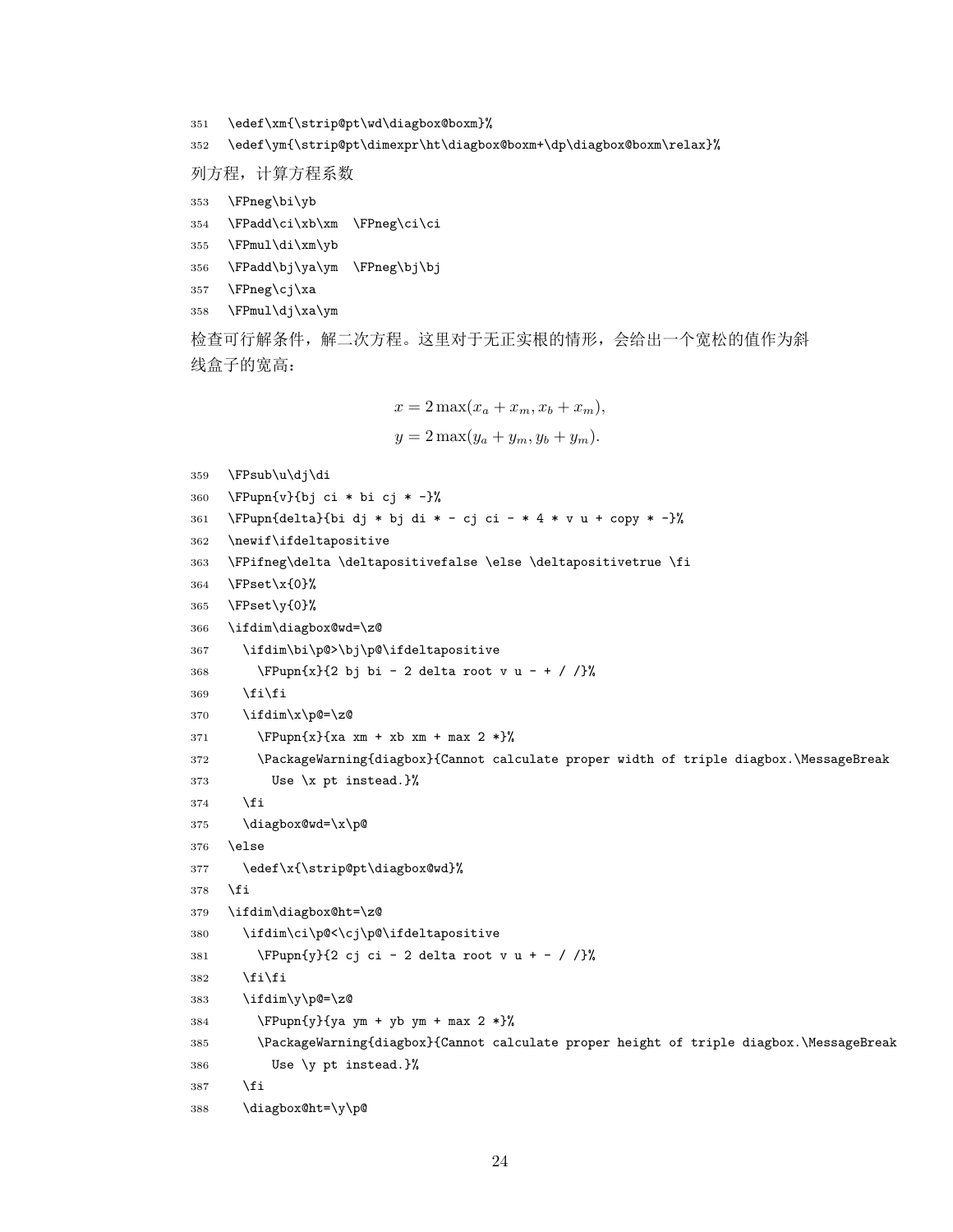```
351 \edef\xm{\strip@pt\wd\diagbox@boxm}%
352 \edef\ym{\strip@pt\dimexpr\ht\diagbox@boxm+\dp\diagbox@boxm\relax}%
```

列方程，计算方程系数

```
353 \FPneg\bi\yb
354 \FPadd\ci\xb\xm  \FPneg\ci\ci
355 \FPmul\di\xm\yb
356 \FPadd\bj\ya\ym  \FPneg\bj\bj
357 \FPneg\cj\xa
358 \FPmul\dj\xa\ym
```

检查可行解条件，解二次方程。这里对于无正实根的情形，会给出一个宽松的值作为斜线盒子的宽高：

$$x = 2\max(x_a + x_m, x_b + x_m),$$
$$y = 2\max(y_a + y_m, y_b + y_m).$$

```
359 \FPsub\u\dj\di
360 \FPupn{v}{bj ci * bi cj * -}%
361 \FPupn{delta}{bi dj * bj di * - cj ci - * 4 * v u + copy * -}%
362 \newif\ifdeltapositive
363 \FPifneg\delta \deltapositivefalse \else \deltapositivetrue \fi
364 \FPset\x{0}%
365 \FPset\y{0}%
366 \ifdim\diagbox@wd=\z@
367   \ifdim\bi\p@>\bj\p@\ifdeltapositive
368     \FPupn{x}{2 bj bi - 2 delta root v u - + / /}%
369   \fi\fi
370   \ifdim\x\p@=\z@
371     \FPupn{x}{xa xm + xb xm + max 2 *}%
372     \PackageWarning{diagbox}{Cannot calculate proper width of triple diagbox.\MessageBreak
373       Use \x pt instead.}%
374   \fi
375   \diagbox@wd=\x\p@
376 \else
377   \edef\x{\strip@pt\diagbox@wd}%
378 \fi
379 \ifdim\diagbox@ht=\z@
380   \ifdim\ci\p@<\cj\p@\ifdeltapositive
381     \FPupn{y}{2 cj ci - 2 delta root v u + - / /}%
382   \fi\fi
383   \ifdim\y\p@=\z@
384     \FPupn{y}{ya ym + yb ym + max 2 *}%
385     \PackageWarning{diagbox}{Cannot calculate proper height of triple diagbox.\MessageBreak
386       Use \y pt instead.}%
387   \fi
388   \diagbox@ht=\y\p@
```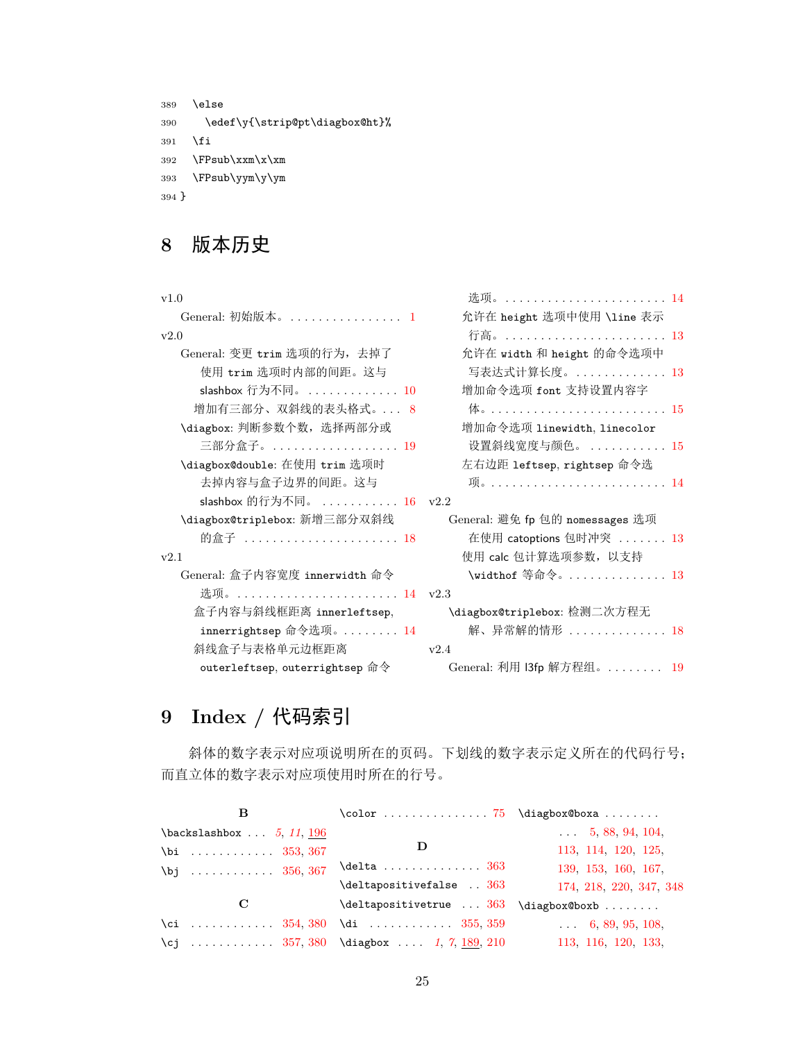```
389   \else
390     \edef\y{\strip@pt\diagbox@ht}%
391   \fi
392   \FPsub\xxm\x\xm
393   \FPsub\yym\y\ym
394 }
```

## 8 版本历史

v1.0

- General: 初始版本。 . . . . . . . . . . . . . . . . 1

v2.0

- General: 变更 `trim` 选项的行为，去掉了使用 `trim` 选项时内部的间距。这与 slashbox 行为不同。 . . . . . . . . . . . . . 10
  - 增加有三部分、双斜线的表头格式。. . . . 8
- `\diagbox`: 判断参数个数，选择两部分或三部分盒子。 . . . . . . . . . . . . . . . . . . 19
- `\diagbox@double`: 在使用 `trim` 选项时去掉内容与盒子边界的间距。这与 slashbox 的行为不同。 . . . . . . . . . . . 16
- `\diagbox@triplebox`: 新增三部分双斜线的盒子 . . . . . . . . . . . . . . . . . . . . . . 18

v2.1

- General: 盒子内容宽度 `innerwidth` 命令选项。 . . . . . . . . . . . . . . . . . . . . . . . . 14
  - 盒子内容与斜线框距离 `innerleftsep`, `innerrightsep` 命令选项。. . . . . . . . 14
  - 斜线盒子与表格单元边框距离 `outerleftsep`, `outerrightsep` 命令选项。 . . . . . . . . . . . . . . . . . . . . . . . . 14
  - 允许在 `height` 选项中使用 `\line` 表示行高。 . . . . . . . . . . . . . . . . . . . . . . . . 13
  - 允许在 `width` 和 `height` 的命令选项中写表达式计算长度。 . . . . . . . . . . . . . 13
  - 增加命令选项 `font` 支持设置内容字体。 . . . . . . . . . . . . . . . . . . . . . . . . . 15
  - 增加命令选项 `linewidth`, `linecolor` 设置斜线宽度与颜色。 . . . . . . . . . . . 15
  - 左右边距 `leftsep`, `rightsep` 命令选项。 . . . . . . . . . . . . . . . . . . . . . . . . . 14

v2.2

- General: 避免 fp 包的 `nomessages` 选项在使用 catoptions 包时冲突 . . . . . . . 13
  - 使用 calc 包计算选项参数，以支持 `\widthof` 等命令。. . . . . . . . . . . . . . 13

v2.3

- `\diagbox@triplebox`: 检测二次方程无解、异常解的情形 . . . . . . . . . . . . . . 18

v2.4

- General: 利用 l3fp 解方程组。. . . . . . . . 19

## 9 Index / 代码索引

斜体的数字表示对应项说明所在的页码。下划线的数字表示定义所在的代码行号；而直立体的数字表示对应项使用时所在的行号。

**B**

- `\backslashbox` . . . *5*, *11*, <u>196</u>
- `\bi` . . . . . . . . . . . . 353, 367
- `\bj` . . . . . . . . . . . . 356, 367

**C**

- `\ci` . . . . . . . . . . . . 354, 380
- `\cj` . . . . . . . . . . . . 357, 380
- `\color` . . . . . . . . . . . . . . . 75

**D**

- `\delta` . . . . . . . . . . . . . . 363
- `\deltapositivefalse` . . 363
- `\deltapositivetrue` . . . 363
- `\di` . . . . . . . . . . . . 355, 359
- `\diagbox` . . . . *1*, *7*, <u>189</u>, 210
- `\diagbox@boxa` . . . . . . . . . . . 5, 88, 94, 104, 113, 114, 120, 125, 139, 153, 160, 167, 174, 218, 220, 347, 348
- `\diagbox@boxb` . . . . . . . . . . . 6, 89, 95, 108, 113, 116, 120, 133,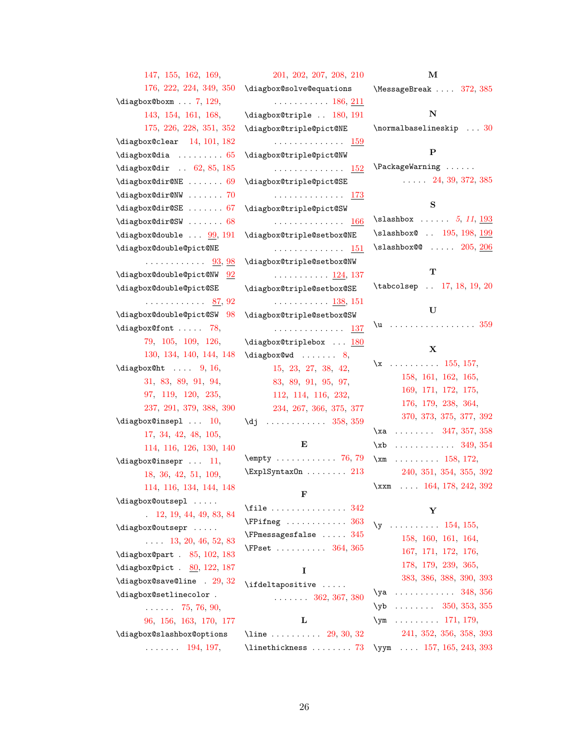147, 155, 162, 169, 176, 222, 224, 349, 350

\diagbox@boxm . . . 7, 129, 143, 154, 161, 168, 175, 226, 228, 351, 352

\diagbox@clear 14, 101, 182

\diagbox@dia . . . . . . . . . 65

\diagbox@dir . . 62, 85, 185

\diagbox@dir@NE . . . . . . . 69

\diagbox@dir@NW . . . . . . . 70

\diagbox@dir@SE . . . . . . . 67

\diagbox@dir@SW . . . . . . . 68

\diagbox@double . . . 99, 191

\diagbox@double@pict@NE . . . . . . . . . . . . 93, 98

\diagbox@double@pict@NW 92

\diagbox@double@pict@SE . . . . . . . . . . . . 87, 92

\diagbox@double@pict@SW 98

\diagbox@font . . . . . 78, 79, 105, 109, 126, 130, 134, 140, 144, 148

\diagbox@ht . . . . 9, 16, 31, 83, 89, 91, 94, 97, 119, 120, 235, 237, 291, 379, 388, 390

\diagbox@insepl . . . 10, 17, 34, 42, 48, 105, 114, 116, 126, 130, 140

\diagbox@insepr . . . 11, 18, 36, 42, 51, 109, 114, 116, 134, 144, 148

\diagbox@outsepl . . . . . . 12, 19, 44, 49, 83, 84

\diagbox@outsepr . . . . . . . . . 13, 20, 46, 52, 83

\diagbox@part . 85, 102, 183

\diagbox@pict . 80, 122, 187

\diagbox@save@line . 29, 32

\diagbox@setlinecolor . . . . . . . 75, 76, 90, 96, 156, 163, 170, 177

\diagbox@slashbox@options . . . . . . . 194, 197, 201, 202, 207, 208, 210

\diagbox@solve@equations . . . . . . . . . . . 186, 211

\diagbox@triple . . 180, 191

\diagbox@triple@pict@NE . . . . . . . . . . . . . . 159

\diagbox@triple@pict@NW . . . . . . . . . . . . . . 152

\diagbox@triple@pict@SE . . . . . . . . . . . . . . 173

\diagbox@triple@pict@SW . . . . . . . . . . . . . . 166

\diagbox@triple@setbox@NE . . . . . . . . . . . . . . 151

\diagbox@triple@setbox@NW . . . . . . . . . . . 124, 137

\diagbox@triple@setbox@SE . . . . . . . . . . . 138, 151

\diagbox@triple@setbox@SW . . . . . . . . . . . . . . 137

\diagbox@triplebox . . . 180

\diagbox@wd . . . . . . . 8, 15, 23, 27, 38, 42, 83, 89, 91, 95, 97, 112, 114, 116, 232, 234, 267, 366, 375, 377

\dj . . . . . . . . . . . . 358, 359

**E**

\empty . . . . . . . . . . . . 76, 79

\ExplSyntaxOn . . . . . . . . 213

**F**

\file . . . . . . . . . . . . . . . 342

\FPifneg . . . . . . . . . . . . 363

\FPmessagesfalse . . . . . 345

\FPset . . . . . . . . . . 364, 365

**I**

\ifdeltapositive . . . . . . . . . . . . 362, 367, 380

**L**

\line . . . . . . . . . . 29, 30, 32

\linethickness . . . . . . . . 73

**M**

\MessageBreak . . . . 372, 385

**N**

\normalbaselineskip . . . 30

**P**

\PackageWarning . . . . . . . . . . . 24, 39, 372, 385

**S**

\slashbox . . . . . . *5*, *11*, 193

\slashbox@ . . 195, 198, 199

\slashbox@@ . . . . . 205, 206

**T**

\tabcolsep . . 17, 18, 19, 20

**U**

\u . . . . . . . . . . . . . . . . . 359

**X**

\x . . . . . . . . . . 155, 157, 158, 161, 162, 165, 169, 171, 172, 175, 176, 179, 238, 364, 370, 373, 375, 377, 392

\xa . . . . . . . . 347, 357, 358

\xb . . . . . . . . . . . . 349, 354

\xm . . . . . . . . . 158, 172, 240, 351, 354, 355, 392

\xxm . . . . 164, 178, 242, 392

**Y**

\y . . . . . . . . . . 154, 155, 158, 160, 161, 164, 167, 171, 172, 176, 178, 179, 239, 365, 383, 386, 388, 390, 393

\ya . . . . . . . . . . . . 348, 356

\yb . . . . . . . . 350, 353, 355

\ym . . . . . . . . . 171, 179, 241, 352, 356, 358, 393

\yym . . . . 157, 165, 243, 393